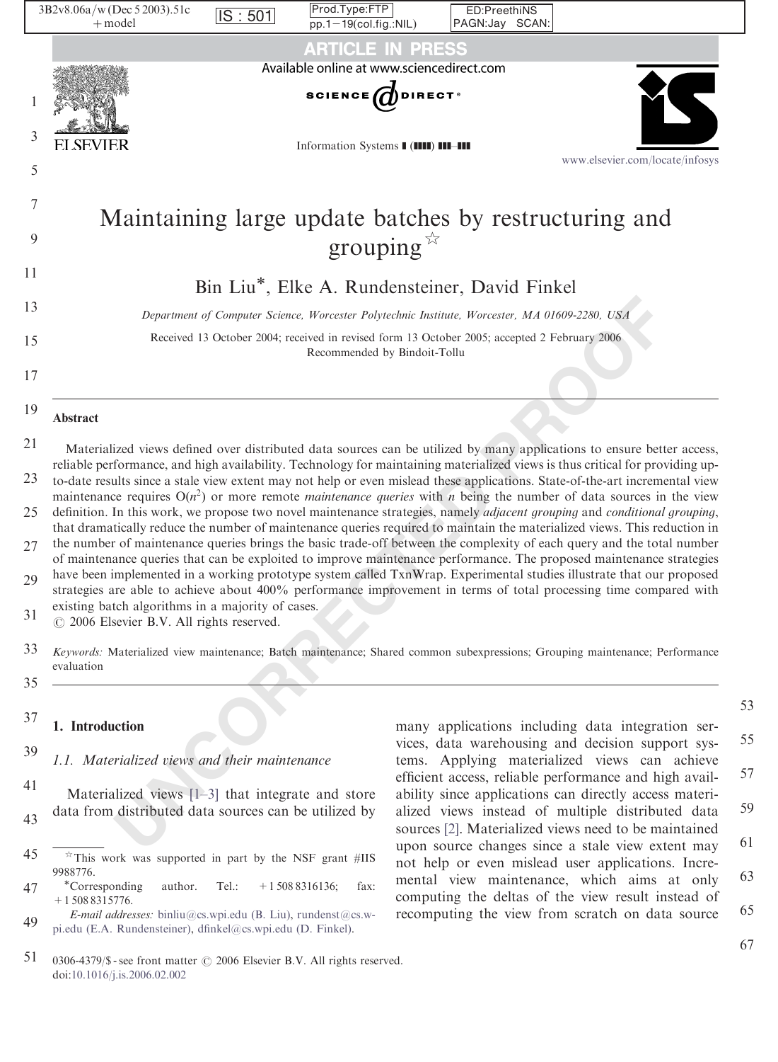# Maintaining large update batches by restructuring and grouping ☆

Bin Liu*, Elke A. Rundensteiner, David Finkel

*Department of Computer Science, Worcester Polytechnic Institute, Worcester, MA 01609-2280, USA*

Received 13 October 2004; received in revised form 13 October 2005; accepted 2 February 2006
Recommended by Bindoit-Tollu

## Abstract

Materialized views defined over distributed data sources can be utilized by many applications to ensure better access, reliable performance, and high availability. Technology for maintaining materialized views is thus critical for providing up-to-date results since a stale view extent may not help or even mislead these applications. State-of-the-art incremental view maintenance requires $O(n^2)$ or more remote *maintenance queries* with $n$ being the number of data sources in the view definition. In this work, we propose two novel maintenance strategies, namely *adjacent grouping* and *conditional grouping*, that dramatically reduce the number of maintenance queries required to maintain the materialized views. This reduction in the number of maintenance queries brings the basic trade-off between the complexity of each query and the total number of maintenance queries that can be exploited to improve maintenance performance. The proposed maintenance strategies have been implemented in a working prototype system called TxnWrap. Experimental studies illustrate that our proposed strategies are able to achieve about 400% performance improvement in terms of total processing time compared with existing batch algorithms in a majority of cases.
© 2006 Elsevier B.V. All rights reserved.

*Keywords:* Materialized view maintenance; Batch maintenance; Shared common subexpressions; Grouping maintenance; Performance evaluation

## 1. Introduction

### 1.1. Materialized views and their maintenance

Materialized views [1–3] that integrate and store data from distributed data sources can be utilized by many applications including data integration services, data warehousing and decision support systems. Applying materialized views can achieve efficient access, reliable performance and high availability since applications can directly access materialized views instead of multiple distributed data sources [2]. Materialized views need to be maintained upon source changes since a stale view extent may not help or even mislead user applications. Incremental view maintenance, which aims at only computing the deltas of the view result instead of recomputing the view from scratch on data source

☆This work was supported in part by the NSF grant #IIS 9988776.

*Corresponding author. Tel.: +1 508 8316136; fax: +1 508 8315776.

*E-mail addresses:* binliu@cs.wpi.edu (B. Liu), rundenst@cs.wpi.edu (E.A. Rundensteiner), dfinkel@cs.wpi.edu (D. Finkel).

0306-4379/$ - see front matter © 2006 Elsevier B.V. All rights reserved.
doi:10.1016/j.is.2006.02.002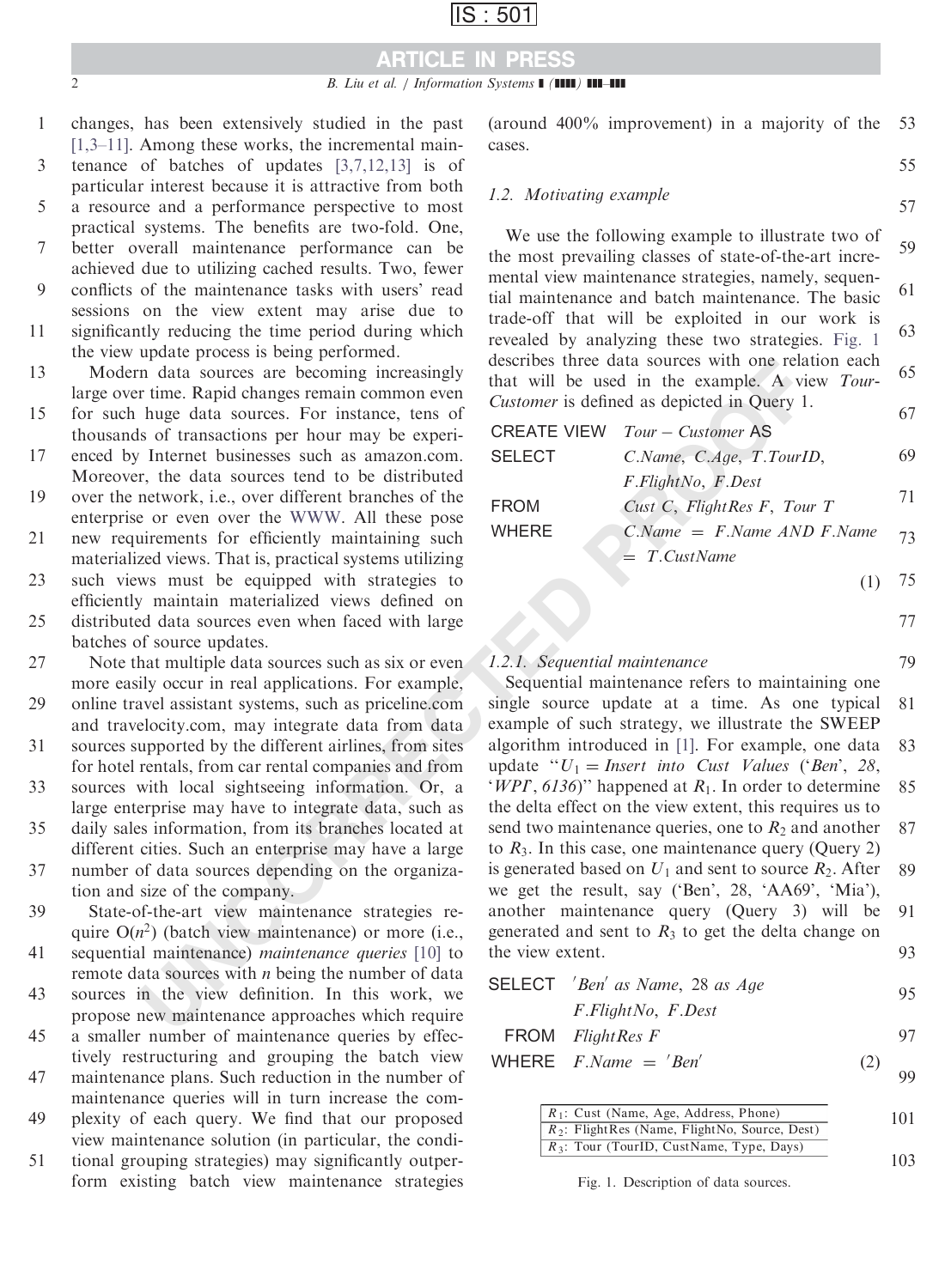changes, has been extensively studied in the past [1,3–11]. Among these works, the incremental maintenance of batches of updates [3,7,12,13] is of particular interest because it is attractive from both a resource and a performance perspective to most practical systems. The benefits are two-fold. One, better overall maintenance performance can be achieved due to utilizing cached results. Two, fewer conflicts of the maintenance tasks with users' read sessions on the view extent may arise due to significantly reducing the time period during which the view update process is being performed.

Modern data sources are becoming increasingly large over time. Rapid changes remain common even for such huge data sources. For instance, tens of thousands of transactions per hour may be experienced by Internet businesses such as amazon.com. Moreover, the data sources tend to be distributed over the network, i.e., over different branches of the enterprise or even over the WWW. All these pose new requirements for efficiently maintaining such materialized views. That is, practical systems utilizing such views must be equipped with strategies to efficiently maintain materialized views defined on distributed data sources even when faced with large batches of source updates.

Note that multiple data sources such as six or even more easily occur in real applications. For example, online travel assistant systems, such as priceline.com and travelocity.com, may integrate data from data sources supported by the different airlines, from sites for hotel rentals, from car rental companies and from sources with local sightseeing information. Or, a large enterprise may have to integrate data, such as daily sales information, from its branches located at different cities. Such an enterprise may have a large number of data sources depending on the organization and size of the company.

State-of-the-art view maintenance strategies require $O(n^2)$ (batch view maintenance) or more (i.e., sequential maintenance) *maintenance queries* [10] to remote data sources with $n$ being the number of data sources in the view definition. In this work, we propose new maintenance approaches which require a smaller number of maintenance queries by effectively restructuring and grouping the batch view maintenance plans. Such reduction in the number of maintenance queries will in turn increase the complexity of each query. We find that our proposed view maintenance solution (in particular, the conditional grouping strategies) may significantly outperform existing batch view maintenance strategies (around 400% improvement) in a majority of the cases.

### 1.2. Motivating example

We use the following example to illustrate two of the most prevailing classes of state-of-the-art incremental view maintenance strategies, namely, sequential maintenance and batch maintenance. The basic trade-off that will be exploited in our work is revealed by analyzing these two strategies. Fig. 1 describes three data sources with one relation each that will be used in the example. A view *Tour-Customer* is defined as depicted in Query 1.

```
CREATE VIEW  Tour − Customer AS
SELECT       C.Name, C.Age, T.TourID,
             F.FlightNo, F.Dest
FROM         Cust C, FlightRes F, Tour T
WHERE        C.Name = F.Name AND F.Name
             = T.CustName                    (1)
```

#### 1.2.1. Sequential maintenance

Sequential maintenance refers to maintaining one single source update at a time. As one typical example of such strategy, we illustrate the SWEEP algorithm introduced in [1]. For example, one data update "$U_1$ = *Insert into Cust Values* ('*Ben*', *28*, '*WPI*', *6136*)" happened at $R_1$. In order to determine the delta effect on the view extent, this requires us to send two maintenance queries, one to $R_2$ and another to $R_3$. In this case, one maintenance query (Query 2) is generated based on $U_1$ and sent to source $R_2$. After we get the result, say ('Ben', 28, 'AA69', 'Mia'), another maintenance query (Query 3) will be generated and sent to $R_3$ to get the delta change on the view extent.

```
SELECT  'Ben' as Name, 28 as Age
        F.FlightNo, F.Dest
FROM    FlightRes F
WHERE   F.Name = 'Ben'                       (2)
```

| |
|---|
| $R_1$: Cust (Name, Age, Address, Phone) |
| $R_2$: FlightRes (Name, FlightNo, Source, Dest) |
| $R_3$: Tour (TourID, CustName, Type, Days) |

Fig. 1. Description of data sources.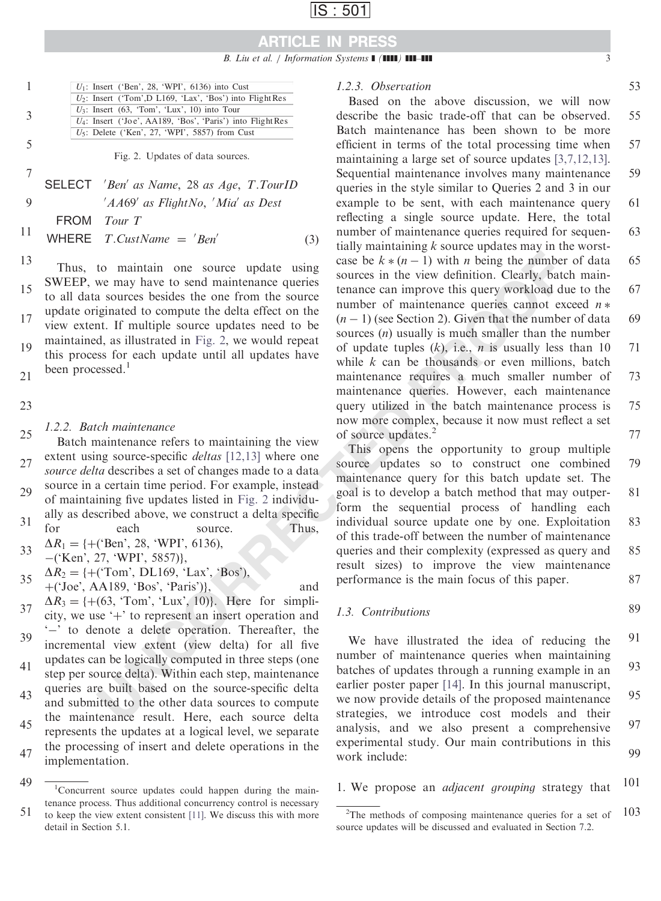| |
|---|
| $U_1$: Insert ('Ben', 28, 'WPI', 6136) into Cust |
| $U_2$: Insert ('Tom',D L169, 'Lax', 'Bos') into FlightRes |
| $U_3$: Insert (63, 'Tom', 'Lux', 10) into Tour |
| $U_4$: Insert ('Joe', AA189, 'Bos', 'Paris') into FlightRes |
| $U_5$: Delete ('Ken', 27, 'WPI', 5857) from Cust |

Fig. 2. Updates of data sources.

$$\begin{array}{ll} \text{SELECT} & 'Ben' \text{ as } Name,\ 28 \text{ as } Age,\ T.TourID \\ & 'AA69' \text{ as } FlightNo,\ 'Mia' \text{ as } Dest \\ \text{FROM} & Tour\ T \\ \text{WHERE} & T.CustName = 'Ben' \end{array} \quad (3)$$

Thus, to maintain one source update using SWEEP, we may have to send maintenance queries to all data sources besides the one from the source update originated to compute the delta effect on the view extent. If multiple source updates need to be maintained, as illustrated in Fig. 2, we would repeat this process for each update until all updates have been processed.[1]

#### 1.2.2. Batch maintenance

Batch maintenance refers to maintaining the view extent using source-specific *deltas* [12,13] where one *source delta* describes a set of changes made to a data source in a certain time period. For example, instead of maintaining five updates listed in Fig. 2 individually as described above, we construct a delta specific for each source. Thus, $\Delta R_1 = \{+$('Ben', 28, 'WPI', 6136), $-$('Ken', 27, 'WPI', 5857)$\}$, $\Delta R_2 = \{+$('Tom', DL169, 'Lax', 'Bos'), $+$('Joe', AA189, 'Bos', 'Paris')$\}$, and $\Delta R_3 = \{+$(63, 'Tom', 'Lux', 10)$\}$. Here for simplicity, we use '+' to represent an insert operation and '−' to denote a delete operation. Thereafter, the incremental view extent (view delta) for all five updates can be logically computed in three steps (one step per source delta). Within each step, maintenance queries are built based on the source-specific delta and submitted to the other data sources to compute the maintenance result. Here, each source delta represents the updates at a logical level, we separate the processing of insert and delete operations in the implementation.

#### 1.2.3. Observation

Based on the above discussion, we will now describe the basic trade-off that can be observed. Batch maintenance has been shown to be more efficient in terms of the total processing time when maintaining a large set of source updates [3,7,12,13]. Sequential maintenance involves many maintenance queries in the style similar to Queries 2 and 3 in our example to be sent, with each maintenance query reflecting a single source update. Here, the total number of maintenance queries required for sequentially maintaining $k$ source updates may in the worst-case be $k*(n-1)$ with $n$ being the number of data sources in the view definition. Clearly, batch maintenance can improve this query workload due to the number of maintenance queries cannot exceed $n*(n-1)$ (see Section 2). Given that the number of data sources ($n$) usually is much smaller than the number of update tuples ($k$), i.e., $n$ is usually less than 10 while $k$ can be thousands or even millions, batch maintenance requires a much smaller number of maintenance queries. However, each maintenance query utilized in the batch maintenance process is now more complex, because it now must reflect a set of source updates.[2]

This opens the opportunity to group multiple source updates so to construct one combined maintenance query for this batch update set. The goal is to develop a batch method that may outperform the sequential process of handling each individual source update one by one. Exploitation of this trade-off between the number of maintenance queries and their complexity (expressed as query and result sizes) to improve the view maintenance performance is the main focus of this paper.

### 1.3. Contributions

We have illustrated the idea of reducing the number of maintenance queries when maintaining batches of updates through a running example in an earlier poster paper [14]. In this journal manuscript, we now provide details of the proposed maintenance strategies, we introduce cost models and their analysis, and we also present a comprehensive experimental study. Our main contributions in this work include:

1. We propose an *adjacent grouping* strategy that

[1] Concurrent source updates could happen during the maintenance process. Thus additional concurrency control is necessary to keep the view extent consistent [11]. We discuss this with more detail in Section 5.1.

[2] The methods of composing maintenance queries for a set of source updates will be discussed and evaluated in Section 7.2.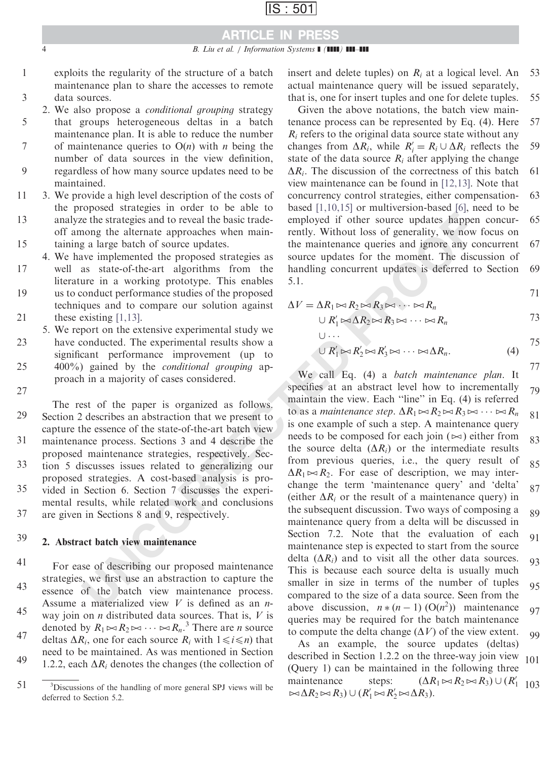exploits the regularity of the structure of a batch maintenance plan to share the accesses to remote data sources.

2. We also propose a *conditional grouping* strategy that groups heterogeneous deltas in a batch maintenance plan. It is able to reduce the number of maintenance queries to O($n$) with $n$ being the number of data sources in the view definition, regardless of how many source updates need to be maintained.
3. We provide a high level description of the costs of the proposed strategies in order to be able to analyze the strategies and to reveal the basic trade-off among the alternate approaches when maintaining a large batch of source updates.
4. We have implemented the proposed strategies as well as state-of-the-art algorithms from the literature in a working prototype. This enables us to conduct performance studies of the proposed techniques and to compare our solution against these existing [1,13].
5. We report on the extensive experimental study we have conducted. The experimental results show a significant performance improvement (up to 400%) gained by the *conditional grouping* approach in a majority of cases considered.

The rest of the paper is organized as follows. Section 2 describes an abstraction that we present to capture the essence of the state-of-the-art batch view maintenance process. Sections 3 and 4 describe the proposed maintenance strategies, respectively. Section 5 discusses issues related to generalizing our proposed strategies. A cost-based analysis is provided in Section 6. Section 7 discusses the experimental results, while related work and conclusions are given in Sections 8 and 9, respectively.

## 2. Abstract batch view maintenance

For ease of describing our proposed maintenance strategies, we first use an abstraction to capture the essence of the batch view maintenance process. Assume a materialized view $V$ is defined as an $n$-way join on $n$ distributed data sources. That is, $V$ is denoted by $R_1 \bowtie R_2 \bowtie \cdots \bowtie R_n$.[3] There are $n$ source deltas $\Delta R_i$, one for each source $R_i$ with $1 \leqslant i \leqslant n$) that need to be maintained. As was mentioned in Section 1.2.2, each $\Delta R_i$ denotes the changes (the collection of insert and delete tuples) on $R_i$ at a logical level. An actual maintenance query will be issued separately, that is, one for insert tuples and one for delete tuples.

Given the above notations, the batch view maintenance process can be represented by Eq. (4). Here $R_i$ refers to the original data source state without any changes from $\Delta R_i$, while $R_i' = R_i \cup \Delta R_i$ reflects the state of the data source $R_i$ after applying the change $\Delta R_i$. The discussion of the correctness of this batch view maintenance can be found in [12,13]. Note that concurrency control strategies, either compensation-based [1,10,15] or multiversion-based [6], need to be employed if other source updates happen concurrently. Without loss of generality, we now focus on the maintenance queries and ignore any concurrent source updates for the moment. The discussion of handling concurrent updates is deferred to Section 5.1.

$$
\begin{aligned}
\Delta V = {} & \Delta R_1 \bowtie R_2 \bowtie R_3 \bowtie \cdots \bowtie R_n \\
& \cup R_1' \bowtie \Delta R_2 \bowtie R_3 \bowtie \cdots \bowtie R_n \\
& \cup \cdots \\
& \cup R_1' \bowtie R_2' \bowtie R_3' \bowtie \cdots \bowtie \Delta R_n. \qquad (4)
\end{aligned}
$$

We call Eq. (4) a *batch maintenance plan*. It specifies at an abstract level how to incrementally maintain the view. Each "line" in Eq. (4) is referred to as a *maintenance step*. $\Delta R_1 \bowtie R_2 \bowtie R_3 \bowtie \cdots \bowtie R_n$ is one example of such a step. A maintenance query needs to be composed for each join ($\bowtie$) either from the source delta ($\Delta R_i$) or the intermediate results from previous queries, i.e., the query result of $\Delta R_1 \bowtie R_2$. For ease of description, we may interchange the term 'maintenance query' and 'delta' (either $\Delta R_i$ or the result of a maintenance query) in the subsequent discussion. Two ways of composing a maintenance query from a delta will be discussed in Section 7.2. Note that the evaluation of each maintenance step is expected to start from the source delta ($\Delta R_i$) and to visit all the other data sources. This is because each source delta is usually much smaller in size in terms of the number of tuples compared to the size of a data source. Seen from the above discussion, $n*(n-1)$ (O($n^2$)) maintenance queries may be required for the batch maintenance to compute the delta change ($\Delta V$) of the view extent.

As an example, the source updates (deltas) described in Section 1.2.2 on the three-way join view (Query 1) can be maintained in the following three maintenance steps: $(\Delta R_1 \bowtie R_2 \bowtie R_3) \cup (R_1' \bowtie \Delta R_2 \bowtie R_3) \cup (R_1' \bowtie R_2' \bowtie \Delta R_3)$.

[3] Discussions of the handling of more general SPJ views will be deferred to Section 5.2.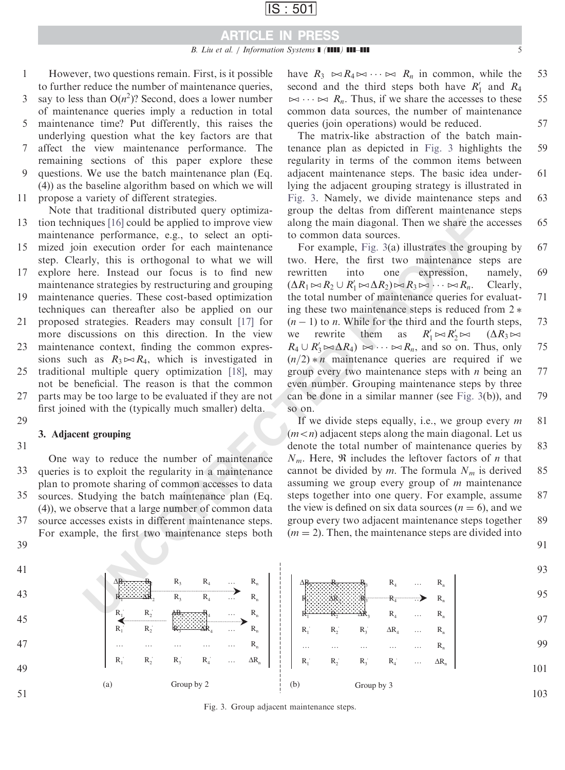However, two questions remain. First, is it possible to further reduce the number of maintenance queries, say to less than $O(n^2)$? Second, does a lower number of maintenance queries imply a reduction in total maintenance time? Put differently, this raises the underlying question what the key factors are that affect the view maintenance performance. The remaining sections of this paper explore these questions. We use the batch maintenance plan (Eq. (4)) as the baseline algorithm based on which we will propose a variety of different strategies.

Note that traditional distributed query optimization techniques [16] could be applied to improve view maintenance performance, e.g., to select an optimized join execution order for each maintenance step. Clearly, this is orthogonal to what we will explore here. Instead our focus is to find new maintenance strategies by restructuring and grouping maintenance queries. These cost-based optimization techniques can thereafter also be applied on our proposed strategies. Readers may consult [17] for more discussions on this direction. In the view maintenance context, finding the common expressions such as $R_3 \bowtie R_4$, which is investigated in traditional multiple query optimization [18], may not be beneficial. The reason is that the common parts may be too large to be evaluated if they are not first joined with the (typically much smaller) delta.

## 3. Adjacent grouping

One way to reduce the number of maintenance queries is to exploit the regularity in a maintenance plan to promote sharing of common accesses to data sources. Studying the batch maintenance plan (Eq. (4)), we observe that a large number of common data source accesses exists in different maintenance steps. For example, the first two maintenance steps both have $R_3 \bowtie R_4 \bowtie \cdots \bowtie R_n$ in common, while the second and the third steps both have $R_1'$ and $R_4 \bowtie \cdots \bowtie R_n$. Thus, if we share the accesses to these common data sources, the number of maintenance queries (join operations) would be reduced.

The matrix-like abstraction of the batch maintenance plan as depicted in Fig. 3 highlights the regularity in terms of the common items between adjacent maintenance steps. The basic idea underlying the adjacent grouping strategy is illustrated in Fig. 3. Namely, we divide maintenance steps and group the deltas from different maintenance steps along the main diagonal. Then we share the accesses to common data sources.

For example, Fig. 3(a) illustrates the grouping by two. Here, the first two maintenance steps are rewritten into one expression, namely, $(\Delta R_1 \bowtie R_2 \cup R_1' \bowtie \Delta R_2) \bowtie R_3 \bowtie \cdots \bowtie R_n$. Clearly, the total number of maintenance queries for evaluating these two maintenance steps is reduced from $2 * (n-1)$ to $n$. While for the third and the fourth steps, we rewrite them as $R_1' \bowtie R_2' \bowtie (\Delta R_3 \bowtie R_4 \cup R_3' \bowtie \Delta R_4) \bowtie \cdots \bowtie R_n$, and so on. Thus, only $(n/2) * n$ maintenance queries are required if we group every two maintenance steps with $n$ being an even number. Grouping maintenance steps by three can be done in a similar manner (see Fig. 3(b)), and so on.

If we divide steps equally, i.e., we group every $m$ $(m < n)$ adjacent steps along the main diagonal. Let us denote the total number of maintenance queries by $N_m$. Here, $\Re$ includes the leftover factors of $n$ that cannot be divided by $m$. The formula $N_m$ is derived assuming we group every group of $m$ maintenance steps together into one query. For example, assume the view is defined on six data sources ($n = 6$), and we group every two adjacent maintenance steps together ($m = 2$). Then, the maintenance steps are divided into

| $\Delta R_1$ | $R_2$ | $R_3$ | $R_4$ | … | $R_n$ |
|---|---|---|---|---|---|
| $R_1'$ | $\Delta R_2$ | $R_3$ | $R_4$ | … | $R_n$ |
| $R_1'$ | $R_2'$ | $\Delta R_3$ | $R_4$ | … | $R_n$ |
| $R_1'$ | $R_2'$ | $R_3'$ | $\Delta R_4$ | … | $R_n$ |
| … | … | … | … | … | $R_n$ |
| $R_1'$ | $R_2'$ | $R_3'$ | $R_4'$ | … | $\Delta R_n$ |

(a) Group by 2

| $\Delta R_1$ | $R_2$ | $R_3$ | $R_4$ | … | $R_n$ |
|---|---|---|---|---|---|
| $R_1'$ | $\Delta R_2$ | $R_3$ | $R_4$ | … | $R_n$ |
| $R_1'$ | $R_2'$ | $\Delta R_3$ | $R_4$ | … | $R_n$ |
| $R_1'$ | $R_2'$ | $R_3'$ | $\Delta R_4$ | … | $R_n$ |
| … | … | … | … | … | $R_n$ |
| $R_1'$ | $R_2'$ | $R_3'$ | $R_4'$ | … | $\Delta R_n$ |

(b) Group by 3

Fig. 3. Group adjacent maintenance steps.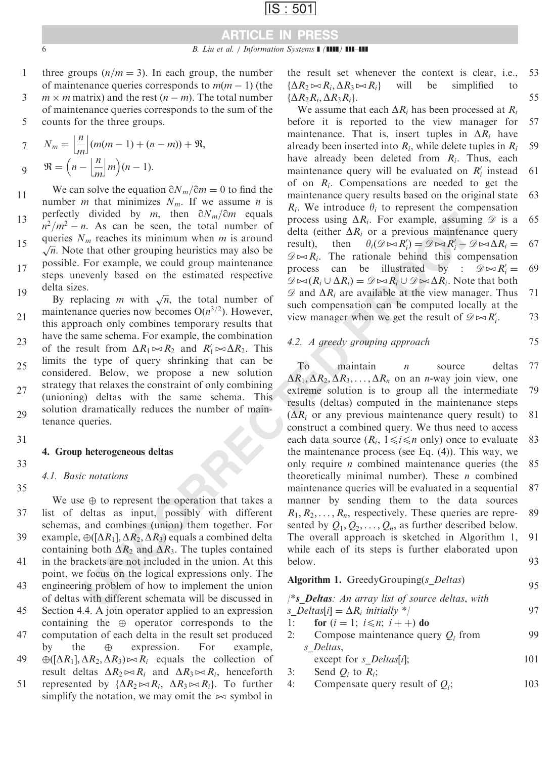three groups ($n/m = 3$). In each group, the number of maintenance queries corresponds to $m(m-1)$ (the $m \times m$ matrix) and the rest $(n-m)$. The total number of maintenance queries corresponds to the sum of the counts for the three groups.

$$N_m = \left\lfloor \frac{n}{m} \right\rfloor (m(m-1) + (n-m)) + \Re,$$

$$\Re = \left(n - \left\lfloor \frac{n}{m} \right\rfloor m\right)(n-1).$$

We can solve the equation $\partial N_m / \partial m = 0$ to find the number $m$ that minimizes $N_m$. If we assume $n$ is perfectly divided by $m$, then $\partial N_m / \partial m$ equals $n^2/m^2 - n$. As can be seen, the total number of queries $N_m$ reaches its minimum when $m$ is around $\sqrt{n}$. Note that other grouping heuristics may also be possible. For example, we could group maintenance steps unevenly based on the estimated respective delta sizes.

By replacing $m$ with $\sqrt{n}$, the total number of maintenance queries now becomes $O(n^{3/2})$. However, this approach only combines temporary results that have the same schema. For example, the combination of the result from $\Delta R_1 \bowtie R_2$ and $R'_1 \bowtie \Delta R_2$. This limits the type of query shrinking that can be considered. Below, we propose a new solution strategy that relaxes the constraint of only combining (unioning) deltas with the same schema. This solution dramatically reduces the number of maintenance queries.

## 4. Group heterogeneous deltas

### 4.1. Basic notations

We use $\oplus$ to represent the operation that takes a list of deltas as input, possibly with different schemas, and combines (union) them together. For example, $\oplus([\Delta R_1], \Delta R_2, \Delta R_3)$ equals a combined delta containing both $\Delta R_2$ and $\Delta R_3$. The tuples contained in the brackets are not included in the union. At this point, we focus on the logical expressions only. The engineering problem of how to implement the union of deltas with different schemata will be discussed in Section 4.4. A join operator applied to an expression containing the $\oplus$ operator corresponds to the computation of each delta in the result set produced by the $\oplus$ expression. For example, $\oplus([\Delta R_1], \Delta R_2, \Delta R_3) \bowtie R_i$ equals the collection of result deltas $\Delta R_2 \bowtie R_i$ and $\Delta R_3 \bowtie R_i$, henceforth represented by $\{\Delta R_2 \bowtie R_i, \Delta R_3 \bowtie R_i\}$. To further simplify the notation, we may omit the $\bowtie$ symbol in the result set whenever the context is clear, i.e., $\{\Delta R_2 \bowtie R_i, \Delta R_3 \bowtie R_i\}$ will be simplified to $\{\Delta R_2 R_i, \Delta R_3 R_i\}$.

We assume that each $\Delta R_i$ has been processed at $R_i$ before it is reported to the view manager for maintenance. That is, insert tuples in $\Delta R_i$ have already been inserted into $R_i$, while delete tuples in $R_i$ have already been deleted from $R_i$. Thus, each maintenance query will be evaluated on $R'_i$ instead of on $R_i$. Compensations are needed to get the maintenance query results based on the original state $R_i$. We introduce $\theta_i$ to represent the compensation process using $\Delta R_i$. For example, assuming $\mathscr{D}$ is a delta (either $\Delta R_i$ or a previous maintenance query result), then $\theta_i(\mathscr{D} \bowtie R'_i) = \mathscr{D} \bowtie R'_i - \mathscr{D} \bowtie \Delta R_i = \mathscr{D} \bowtie R_i$. The rationale behind this compensation process can be illustrated by : $\mathscr{D} \bowtie R'_i = \mathscr{D} \bowtie (R_i \cup \Delta R_i) = \mathscr{D} \bowtie R_i \cup \mathscr{D} \bowtie \Delta R_i$. Note that both $\mathscr{D}$ and $\Delta R_i$ are available at the view manager. Thus such compensation can be computed locally at the view manager when we get the result of $\mathscr{D} \bowtie R'_i$.

### 4.2. A greedy grouping approach

To maintain $n$ source deltas $\Delta R_1, \Delta R_2, \Delta R_3, \ldots, \Delta R_n$ on an $n$-way join view, one extreme solution is to group all the intermediate results (deltas) computed in the maintenance steps ($\Delta R_i$ or any previous maintenance query result) to construct a combined query. We thus need to access each data source ($R_i$, $1 \leqslant i \leqslant n$ only) once to evaluate the maintenance process (see Eq. (4)). This way, we only require $n$ combined maintenance queries (the theoretically minimal number). These $n$ combined maintenance queries will be evaluated in a sequential manner by sending them to the data sources $R_1, R_2, \ldots, R_n$, respectively. These queries are represented by $Q_1, Q_2, \ldots, Q_n$, as further described below. The overall approach is sketched in Algorithm 1, while each of its steps is further elaborated upon below.

**Algorithm 1.** GreedyGrouping(*s_Deltas*)

```
/*s_Deltas: An array list of source deltas, with
s_Deltas[i] = ΔR_i initially */
1:   for (i = 1; i ≤ n; i++) do
2:       Compose maintenance query Q_i from s_Deltas,
         except for s_Deltas[i];
3:       Send Q_i to R_i;
4:       Compensate query result of Q_i;
```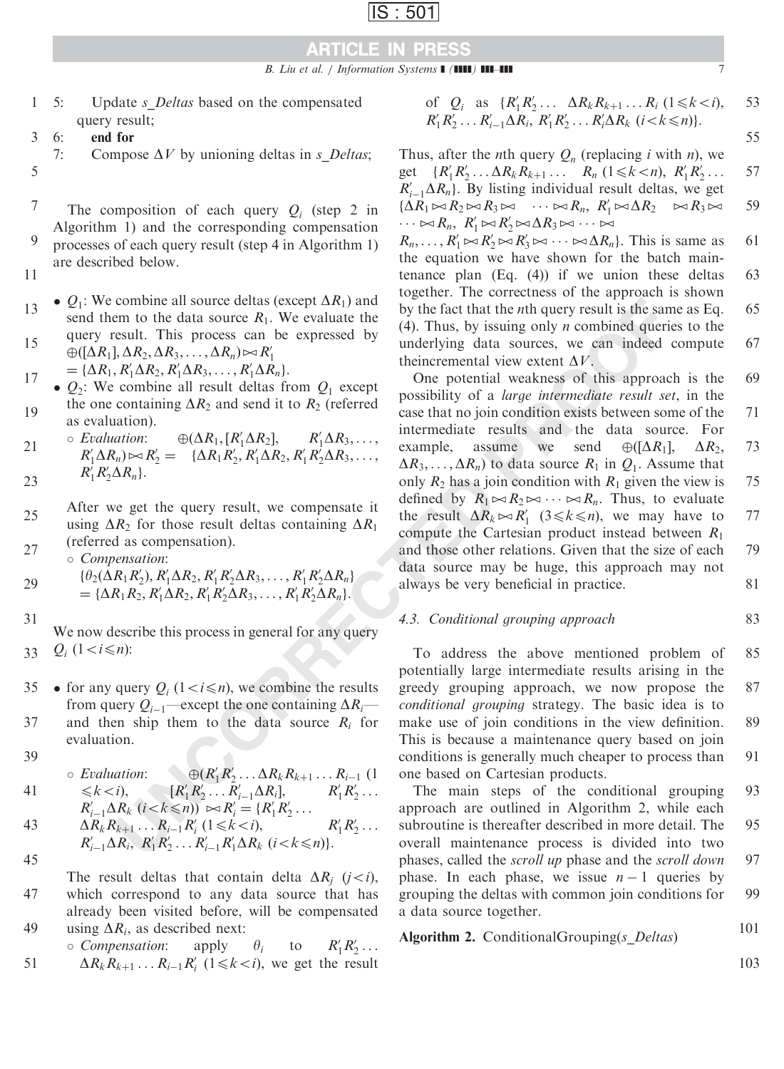5: Update *s_Deltas* based on the compensated query result;
6: **end for**
7: Compose $\Delta V$ by unioning deltas in *s_Deltas*;

The composition of each query $Q_i$ (step 2 in Algorithm 1) and the corresponding compensation processes of each query result (step 4 in Algorithm 1) are described below.

- $Q_1$: We combine all source deltas (except $\Delta R_1$) and send them to the data source $R_1$. We evaluate the query result. This process can be expressed by $\oplus([\Delta R_1], \Delta R_2, \Delta R_3, \ldots, \Delta R_n) \bowtie R'_1 = \{\Delta R_1, R'_1\Delta R_2, R'_1\Delta R_3, \ldots, R'_1\Delta R_n\}$.
- $Q_2$: We combine all result deltas from $Q_1$ except the one containing $\Delta R_2$ and send it to $R_2$ (referred as evaluation).
  - *Evaluation*: $\oplus(\Delta R_1, [R'_1\Delta R_2], R'_1\Delta R_3, \ldots, R'_1\Delta R_n) \bowtie R'_2 = \{\Delta R_1 R'_2, R'_1\Delta R_2, R'_1 R'_2\Delta R_3, \ldots, R'_1 R'_2\Delta R_n\}$.

  After we get the query result, we compensate it using $\Delta R_2$ for those result deltas containing $\Delta R_1$ (referred as compensation).
  - *Compensation*: $\{\theta_2(\Delta R_1 R'_2), R'_1\Delta R_2, R'_1 R'_2\Delta R_3, \ldots, R'_1 R'_2\Delta R_n\} = \{\Delta R_1 R_2, R'_1\Delta R_2, R'_1 R'_2\Delta R_3, \ldots, R'_1 R'_2\Delta R_n\}$.

We now describe this process in general for any query $Q_i$ $(1 < i \leqslant n)$:

- for any query $Q_i$ $(1 < i \leqslant n)$, we combine the results from query $Q_{i-1}$—except the one containing $\Delta R_i$—and then ship them to the data source $R_i$ for evaluation.
  - *Evaluation*: $\oplus(R'_1 R'_2 \ldots \Delta R_k R_{k+1} \ldots R_{i-1}$ $(1 \leqslant k < i)$, $[R'_1 R'_2 \ldots R'_{i-1}\Delta R_i]$, $R'_1 R'_2 \ldots R'_{i-1}\Delta R_k$ $(i < k \leqslant n)) \bowtie R'_i = \{R'_1 R'_2 \ldots \Delta R_k R_{k+1} \ldots R_{i-1} R'_i$ $(1 \leqslant k < i)$, $R'_1 R'_2 \ldots R'_{i-1}\Delta R_i$, $R'_1 R'_2 \ldots R'_{i-1} R'_i \Delta R_k$ $(i < k \leqslant n)\}$.

  The result deltas that contain delta $\Delta R_j$ $(j < i)$, which correspond to any data source that has already been visited before, will be compensated using $\Delta R_i$, as described next:
  - *Compensation*: apply $\theta_i$ to $R'_1 R'_2 \ldots \Delta R_k R_{k+1} \ldots R_{i-1} R'_i$ $(1 \leqslant k < i)$, we get the result of $Q_i$ as $\{R'_1 R'_2 \ldots \Delta R_k R_{k+1} \ldots R_i$ $(1 \leqslant k < i)$, $R'_1 R'_2 \ldots R'_{i-1}\Delta R_i$, $R'_1 R'_2 \ldots R'_i \Delta R_k$ $(i < k \leqslant n)\}$.

Thus, after the $n$th query $Q_n$ (replacing $i$ with $n$), we get $\{R'_1 R'_2 \ldots \Delta R_k R_{k+1} \ldots R_n$ $(1 \leqslant k < n)$, $R'_1 R'_2 \ldots R'_{i-1}\Delta R_n\}$. By listing individual result deltas, we get $\{\Delta R_1 \bowtie R_2 \bowtie R_3 \bowtie \cdots \bowtie R_n,\ R'_1 \bowtie \Delta R_2 \bowtie R_3 \bowtie \cdots \bowtie R_n,\ R'_1 \bowtie R'_2 \bowtie \Delta R_3 \bowtie \cdots \bowtie R_n, \ldots, R'_1 \bowtie R'_2 \bowtie R'_3 \bowtie \cdots \bowtie \Delta R_n\}$. This is same as the equation we have shown for the batch maintenance plan (Eq. (4)) if we union these deltas together. The correctness of the approach is shown by the fact that the $n$th query result is the same as Eq. (4). Thus, by issuing only $n$ combined queries to the underlying data sources, we can indeed compute theincremental view extent $\Delta V$.

One potential weakness of this approach is the possibility of a *large intermediate result set*, in the case that no join condition exists between some of the intermediate results and the data source. For example, assume we send $\oplus([\Delta R_1], \Delta R_2, \Delta R_3, \ldots, \Delta R_n)$ to data source $R_1$ in $Q_1$. Assume that only $R_2$ has a join condition with $R_1$ given the view is defined by $R_1 \bowtie R_2 \bowtie \cdots \bowtie R_n$. Thus, to evaluate the result $\Delta R_k \bowtie R'_1$ $(3 \leqslant k \leqslant n)$, we may have to compute the Cartesian product instead between $R_1$ and those other relations. Given that the size of each data source may be huge, this approach may not always be very beneficial in practice.

### 4.3. Conditional grouping approach

To address the above mentioned problem of potentially large intermediate results arising in the greedy grouping approach, we now propose the *conditional grouping* strategy. The basic idea is to make use of join conditions in the view definition. This is because a maintenance query based on join conditions is generally much cheaper to process than one based on Cartesian products.

The main steps of the conditional grouping approach are outlined in Algorithm 2, while each subroutine is thereafter described in more detail. The overall maintenance process is divided into two phases, called the *scroll up* phase and the *scroll down* phase. In each phase, we issue $n-1$ queries by grouping the deltas with common join conditions for a data source together.

**Algorithm 2.** ConditionalGrouping(*s_Deltas*)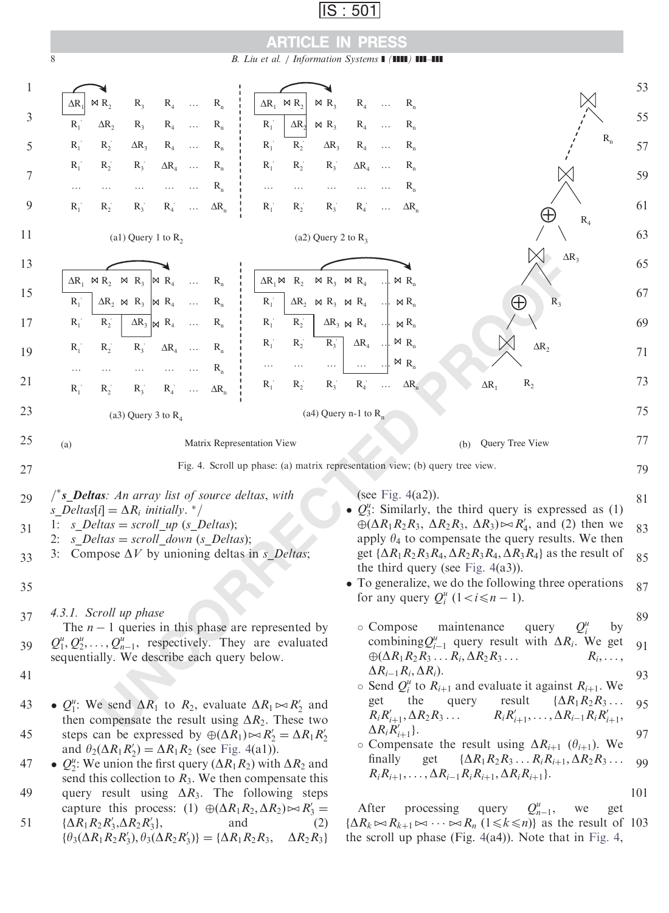Fig. 4. Scroll up phase: (a) matrix representation view; (b) query tree view.

/* **s_Deltas**: *An array list of source deltas, with* *s_Deltas*$[i] = \Delta R_i$ *initially*. */

```
1: s_Deltas = scroll_up (s_Deltas);
2: s_Deltas = scroll_down (s_Deltas);
3: Compose ΔV by unioning deltas in s_Deltas;
```

#### 4.3.1. Scroll up phase

The $n-1$ queries in this phase are represented by $Q_1^u, Q_2^u, \ldots, Q_{n-1}^u$, respectively. They are evaluated sequentially. We describe each query below.

- $Q_1^u$: We send $\Delta R_1$ to $R_2$, evaluate $\Delta R_1 \bowtie R_2'$ and then compensate the result using $\Delta R_2$. These two steps can be expressed by $\oplus(\Delta R_1) \bowtie R_2' = \Delta R_1 R_2'$ and $\theta_2(\Delta R_1 R_2') = \Delta R_1 R_2$ (see Fig. 4(a1)).
- $Q_2^u$: We union the first query $(\Delta R_1 R_2)$ with $\Delta R_2$ and send this collection to $R_3$. We then compensate this query result using $\Delta R_3$. The following steps capture this process: (1) $\oplus(\Delta R_1 R_2, \Delta R_2) \bowtie R_3' = \{\Delta R_1 R_2 R_3', \Delta R_2 R_3'\}$, and (2) $\{\theta_3(\Delta R_1 R_2 R_3'), \theta_3(\Delta R_2 R_3')\} = \{\Delta R_1 R_2 R_3, \quad \Delta R_2 R_3\}$ (see Fig. 4(a2)).
- $Q_3^u$: Similarly, the third query is expressed as (1) $\oplus(\Delta R_1 R_2 R_3, \Delta R_2 R_3, \Delta R_3) \bowtie R_4'$, and (2) then we apply $\theta_4$ to compensate the query results. We then get $\{\Delta R_1 R_2 R_3 R_4, \Delta R_2 R_3 R_4, \Delta R_3 R_4\}$ as the result of the third query (see Fig. 4(a3)).
- To generalize, we do the following three operations for any query $Q_i^u$ $(1 < i \leqslant n-1)$.
  - Compose maintenance query $Q_i^u$ by combining $Q_{i-1}^u$ query result with $\Delta R_i$. We get $\oplus(\Delta R_1 R_2 R_3 \ldots R_i, \Delta R_2 R_3 \ldots R_i, \ldots, \Delta R_{i-1} R_i, \Delta R_i)$.
  - Send $Q_i^u$ to $R_{i+1}$ and evaluate it against $R_{i+1}$. We get the query result $\{\Delta R_1 R_2 R_3 \ldots R_i R_{i+1}', \Delta R_2 R_3 \ldots R_i R_{i+1}', \ldots, \Delta R_{i-1} R_i R_{i+1}', \Delta R_i R_{i+1}'\}$.
  - Compensate the result using $\Delta R_{i+1}$ $(\theta_{i+1})$. We finally get $\{\Delta R_1 R_2 R_3 \ldots R_i R_{i+1}, \Delta R_2 R_3 \ldots R_i R_{i+1}, \ldots, \Delta R_{i-1} R_i R_{i+1}, \Delta R_i R_{i+1}\}$.

After processing query $Q_{n-1}^u$, we get $\{\Delta R_k \bowtie R_{k+1} \bowtie \cdots \bowtie R_n \ (1 \leqslant k \leqslant n)\}$ as the result of the scroll up phase (Fig. 4(a4)). Note that in Fig. 4,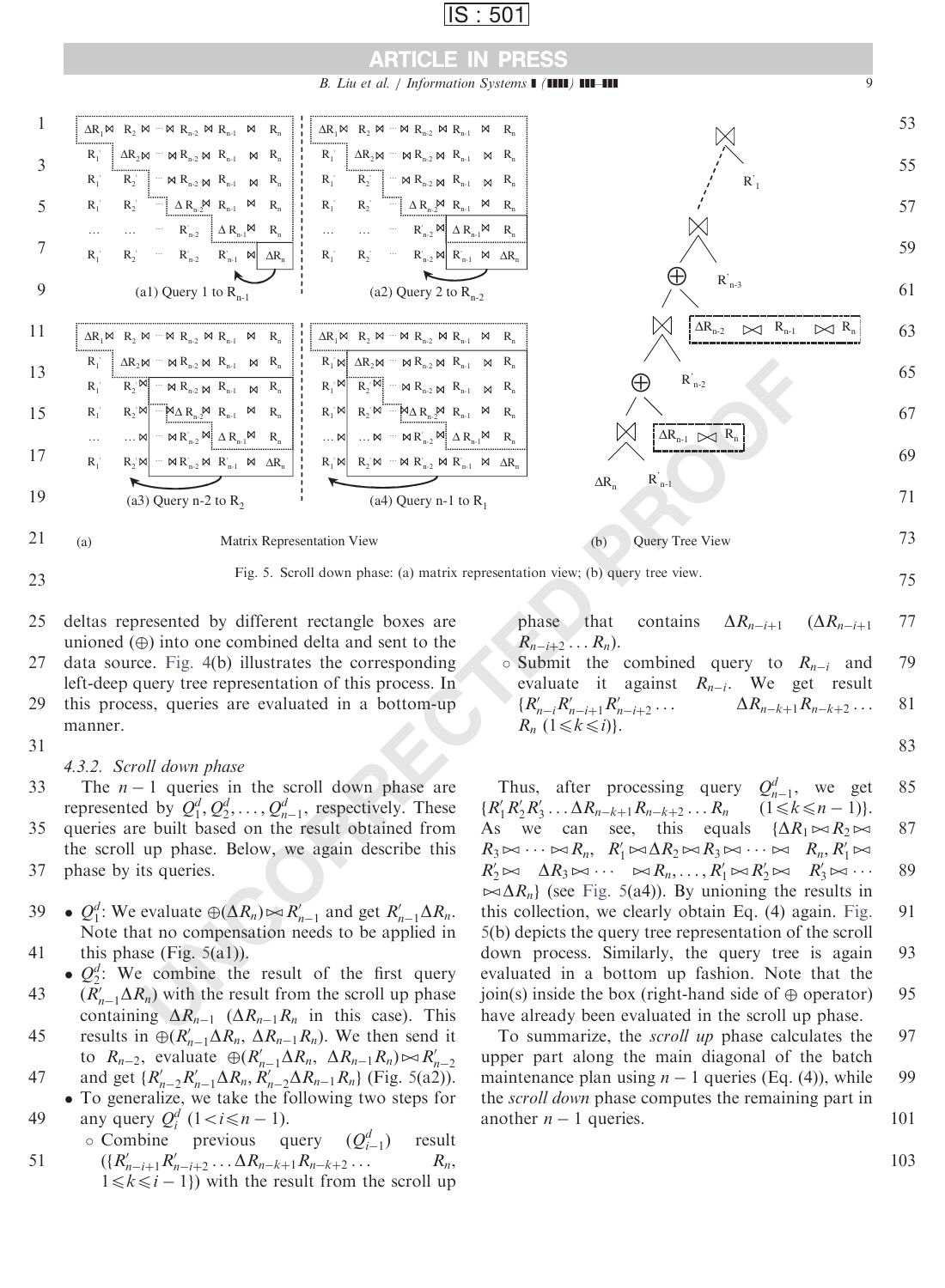Fig. 5. Scroll down phase: (a) matrix representation view; (b) query tree view.

deltas represented by different rectangle boxes are unioned ($\oplus$) into one combined delta and sent to the data source. Fig. 4(b) illustrates the corresponding left-deep query tree representation of this process. In this process, queries are evaluated in a bottom-up manner.

#### 4.3.2. Scroll down phase

The $n-1$ queries in the scroll down phase are represented by $Q_1^d, Q_2^d, \ldots, Q_{n-1}^d$, respectively. These queries are built based on the result obtained from the scroll up phase. Below, we again describe this phase by its queries.

- $Q_1^d$: We evaluate $\oplus(\Delta R_n) \bowtie R'_{n-1}$ and get $R'_{n-1}\Delta R_n$. Note that no compensation needs to be applied in this phase (Fig. 5(a1)).
- $Q_2^d$: We combine the result of the first query ($R'_{n-1}\Delta R_n$) with the result from the scroll up phase containing $\Delta R_{n-1}$ ($\Delta R_{n-1}R_n$ in this case). This results in $\oplus(R'_{n-1}\Delta R_n,\ \Delta R_{n-1}R_n)$. We then send it to $R_{n-2}$, evaluate $\oplus(R'_{n-1}\Delta R_n,\ \Delta R_{n-1}R_n) \bowtie R'_{n-2}$ and get $\{R'_{n-2}R'_{n-1}\Delta R_n, R'_{n-2}\Delta R_{n-1}R_n\}$ (Fig. 5(a2)).
- To generalize, we take the following two steps for any query $Q_i^d$ $(1 < i \leqslant n-1)$.
  - Combine previous query ($Q_{i-1}^d$) result ($\{R'_{n-i+1}R'_{n-i+2}\ldots\Delta R_{n-k+1}R_{n-k+2}\ldots R_n,\ 1 \leqslant k \leqslant i-1\}$) with the result from the scroll up phase that contains $\Delta R_{n-i+1}$ ($\Delta R_{n-i+1} R_{n-i+2}\ldots R_n$).
  - Submit the combined query to $R_{n-i}$ and evaluate it against $R_{n-i}$. We get result $\{R'_{n-i}R'_{n-i+1}R'_{n-i+2}\ldots \Delta R_{n-k+1}R_{n-k+2}\ldots R_n\ (1 \leqslant k \leqslant i)\}$.

Thus, after processing query $Q_{n-1}^d$, we get $\{R'_1R'_2R'_3\ldots\Delta R_{n-k+1}R_{n-k+2}\ldots R_n \quad (1 \leqslant k \leqslant n-1)\}$. As we can see, this equals $\{\Delta R_1 \bowtie R_2 \bowtie R_3 \bowtie \cdots \bowtie R_n,\ R'_1 \bowtie \Delta R_2 \bowtie R_3 \bowtie \cdots \bowtie R_n, R'_1 \bowtie R'_2 \bowtie \Delta R_3 \bowtie \cdots \bowtie R_n, \ldots, R'_1 \bowtie R'_2 \bowtie R'_3 \bowtie \cdots \bowtie \Delta R_n\}$ (see Fig. 5(a4)). By unioning the results in this collection, we clearly obtain Eq. (4) again. Fig. 5(b) depicts the query tree representation of the scroll down process. Similarly, the query tree is again evaluated in a bottom up fashion. Note that the join(s) inside the box (right-hand side of $\oplus$ operator) have already been evaluated in the scroll up phase.

To summarize, the *scroll up* phase calculates the upper part along the main diagonal of the batch maintenance plan using $n-1$ queries (Eq. (4)), while the *scroll down* phase computes the remaining part in another $n-1$ queries.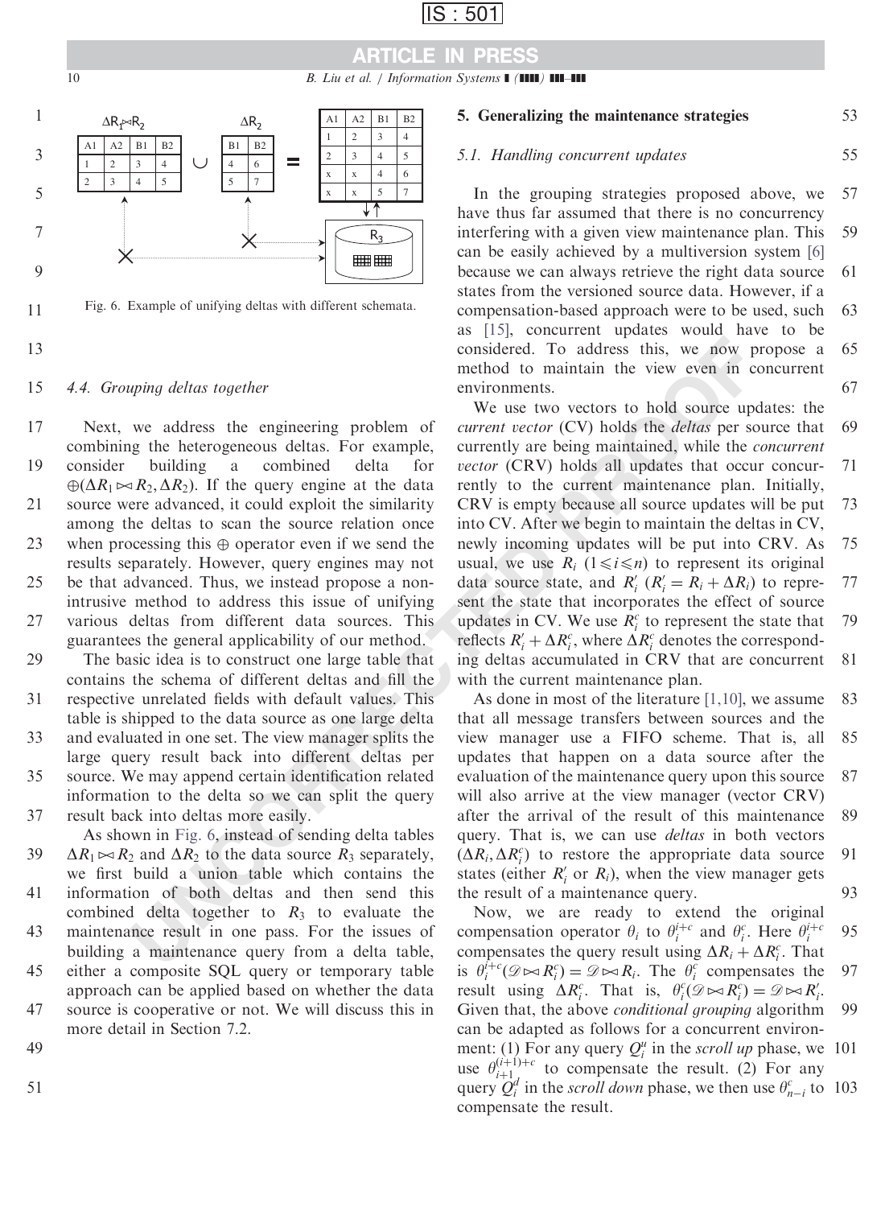| A1 | A2 | B1 | B2 |
| --- | --- | --- | --- |
| 1 | 2 | 3 | 4 |
| 2 | 3 | 4 | 5 |

$\Delta R_1 \bowtie R_2$ $\cup$ $\Delta R_2$

| B1 | B2 |
| --- | --- |
| 4 | 6 |
| 5 | 7 |

=

| A1 | A2 | B1 | B2 |
| --- | --- | --- | --- |
| 1 | 2 | 3 | 4 |
| 2 | 3 | 4 | 5 |
| x | x | 4 | 6 |
| x | x | 5 | 7 |

$R_3$

Fig. 6. Example of unifying deltas with different schemata.

### 4.4. Grouping deltas together

Next, we address the engineering problem of combining the heterogeneous deltas. For example, consider building a combined delta for $\oplus(\Delta R_1 \bowtie R_2, \Delta R_2)$. If the query engine at the data source were advanced, it could exploit the similarity among the deltas to scan the source relation once when processing this $\oplus$ operator even if we send the results separately. However, query engines may not be that advanced. Thus, we instead propose a non-intrusive method to address this issue of unifying various deltas from different data sources. This guarantees the general applicability of our method.

The basic idea is to construct one large table that contains the schema of different deltas and fill the respective unrelated fields with default values. This table is shipped to the data source as one large delta and evaluated in one set. The view manager splits the large query result back into different deltas per source. We may append certain identification related information to the delta so we can split the query result back into deltas more easily.

As shown in Fig. 6, instead of sending delta tables $\Delta R_1 \bowtie R_2$ and $\Delta R_2$ to the data source $R_3$ separately, we first build a union table which contains the information of both deltas and then send this combined delta together to $R_3$ to evaluate the maintenance result in one pass. For the issues of building a maintenance query from a delta table, either a composite SQL query or temporary table approach can be applied based on whether the data source is cooperative or not. We will discuss this in more detail in Section 7.2.

## 5. Generalizing the maintenance strategies

### 5.1. Handling concurrent updates

In the grouping strategies proposed above, we have thus far assumed that there is no concurrency interfering with a given view maintenance plan. This can be easily achieved by a multiversion system [6] because we can always retrieve the right data source states from the versioned source data. However, if a compensation-based approach were to be used, such as [15], concurrent updates would have to be considered. To address this, we now propose a method to maintain the view even in concurrent environments.

We use two vectors to hold source updates: the *current vector* (CV) holds the *deltas* per source that currently are being maintained, while the *concurrent vector* (CRV) holds all updates that occur concurrently to the current maintenance plan. Initially, CRV is empty because all source updates will be put into CV. After we begin to maintain the deltas in CV, newly incoming updates will be put into CRV. As usual, we use $R_i$ $(1 \leqslant i \leqslant n)$ to represent its original data source state, and $R_i'$ $(R_i' = R_i + \Delta R_i)$ to represent the state that incorporates the effect of source updates in CV. We use $R_i^c$ to represent the state that reflects $R_i' + \Delta R_i^c$, where $\Delta R_i^c$ denotes the corresponding deltas accumulated in CRV that are concurrent with the current maintenance plan.

As done in most of the literature [1,10], we assume that all message transfers between sources and the view manager use a FIFO scheme. That is, all updates that happen on a data source after the evaluation of the maintenance query upon this source will also arrive at the view manager (vector CRV) after the arrival of the result of this maintenance query. That is, we can use *deltas* in both vectors $(\Delta R_i, \Delta R_i^c)$ to restore the appropriate data source states (either $R_i'$ or $R_i$), when the view manager gets the result of a maintenance query.

Now, we are ready to extend the original compensation operator $\theta_i$ to $\theta_i^{i+c}$ and $\theta_i^c$. Here $\theta_i^{i+c}$ compensates the query result using $\Delta R_i + \Delta R_i^c$. That is $\theta_i^{i+c}(\mathscr{D} \bowtie R_i^c) = \mathscr{D} \bowtie R_i$. The $\theta_i^c$ compensates the result using $\Delta R_i^c$. That is, $\theta_i^c(\mathscr{D} \bowtie R_i^c) = \mathscr{D} \bowtie R_i'$. Given that, the above *conditional grouping* algorithm can be adapted as follows for a concurrent environment: (1) For any query $Q_i^u$ in the *scroll up* phase, we use $\theta_{i+1}^{(i+1)+c}$ to compensate the result. (2) For any query $Q_i^d$ in the *scroll down* phase, we then use $\theta_{n-i}^c$ to compensate the result.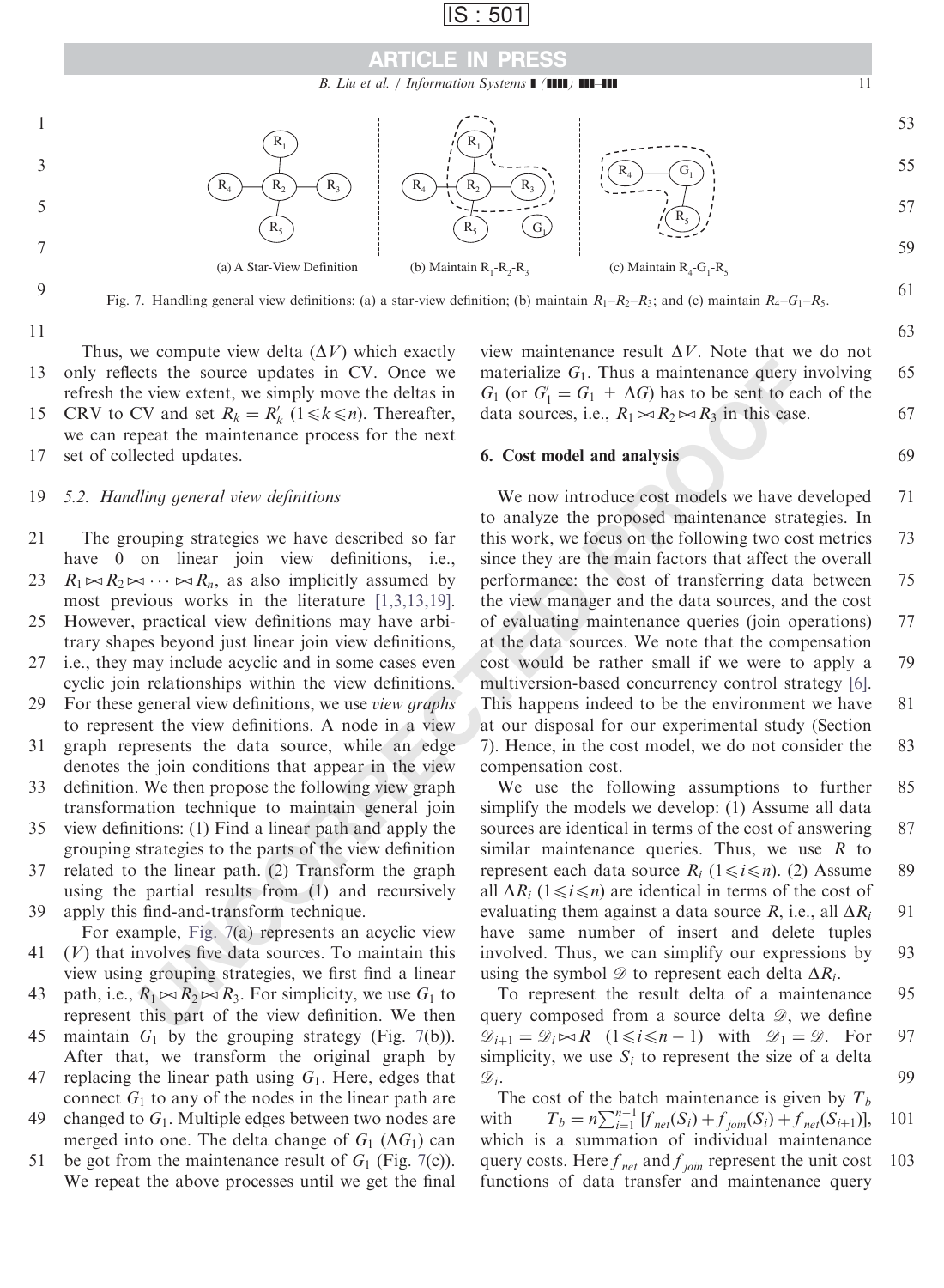Fig. 7. Handling general view definitions: (a) a star-view definition; (b) maintain $R_1$–$R_2$–$R_3$; and (c) maintain $R_4$–$G_1$–$R_5$.

Thus, we compute view delta ($\Delta V$) which exactly only reflects the source updates in CV. Once we refresh the view extent, we simply move the deltas in CRV to CV and set $R_k = R'_k$ $(1 \leq k \leq n)$. Thereafter, we can repeat the maintenance process for the next set of collected updates.

### 5.2. Handling general view definitions

The grouping strategies we have described so far have 0 on linear join view definitions, i.e., $R_1 \bowtie R_2 \bowtie \cdots \bowtie R_n$, as also implicitly assumed by most previous works in the literature [1,3,13,19]. However, practical view definitions may have arbitrary shapes beyond just linear join view definitions, i.e., they may include acyclic and in some cases even cyclic join relationships within the view definitions. For these general view definitions, we use *view graphs* to represent the view definitions. A node in a view graph represents the data source, while an edge denotes the join conditions that appear in the view definition. We then propose the following view graph transformation technique to maintain general join view definitions: (1) Find a linear path and apply the grouping strategies to the parts of the view definition related to the linear path. (2) Transform the graph using the partial results from (1) and recursively apply this find-and-transform technique.

For example, Fig. 7(a) represents an acyclic view ($V$) that involves five data sources. To maintain this view using grouping strategies, we first find a linear path, i.e., $R_1 \bowtie R_2 \bowtie R_3$. For simplicity, we use $G_1$ to represent this part of the view definition. We then maintain $G_1$ by the grouping strategy (Fig. 7(b)). After that, we transform the original graph by replacing the linear path using $G_1$. Here, edges that connect $G_1$ to any of the nodes in the linear path are changed to $G_1$. Multiple edges between two nodes are merged into one. The delta change of $G_1$ ($\Delta G_1$) can be got from the maintenance result of $G_1$ (Fig. 7(c)). We repeat the above processes until we get the final view maintenance result $\Delta V$. Note that we do not materialize $G_1$. Thus a maintenance query involving $G_1$ (or $G'_1 = G_1 + \Delta G$) has to be sent to each of the data sources, i.e., $R_1 \bowtie R_2 \bowtie R_3$ in this case.

## 6. Cost model and analysis

We now introduce cost models we have developed to analyze the proposed maintenance strategies. In this work, we focus on the following two cost metrics since they are the main factors that affect the overall performance: the cost of transferring data between the view manager and the data sources, and the cost of evaluating maintenance queries (join operations) at the data sources. We note that the compensation cost would be rather small if we were to apply a multiversion-based concurrency control strategy [6]. This happens indeed to be the environment we have at our disposal for our experimental study (Section 7). Hence, in the cost model, we do not consider the compensation cost.

We use the following assumptions to further simplify the models we develop: (1) Assume all data sources are identical in terms of the cost of answering similar maintenance queries. Thus, we use $R$ to represent each data source $R_i$ $(1 \leq i \leq n)$. (2) Assume all $\Delta R_i$ $(1 \leq i \leq n)$ are identical in terms of the cost of evaluating them against a data source $R$, i.e., all $\Delta R_i$ have same number of insert and delete tuples involved. Thus, we can simplify our expressions by using the symbol $\mathscr{D}$ to represent each delta $\Delta R_i$.

To represent the result delta of a maintenance query composed from a source delta $\mathscr{D}$, we define $\mathscr{D}_{i+1} = \mathscr{D}_i \bowtie R$ $(1 \leq i \leq n-1)$ with $\mathscr{D}_1 = \mathscr{D}$. For simplicity, we use $S_i$ to represent the size of a delta $\mathscr{D}_i$.

The cost of the batch maintenance is given by $T_b$ with $T_b = n\sum_{i=1}^{n-1}[f_{net}(S_i) + f_{join}(S_i) + f_{net}(S_{i+1})]$, which is a summation of individual maintenance query costs. Here $f_{net}$ and $f_{join}$ represent the unit cost functions of data transfer and maintenance query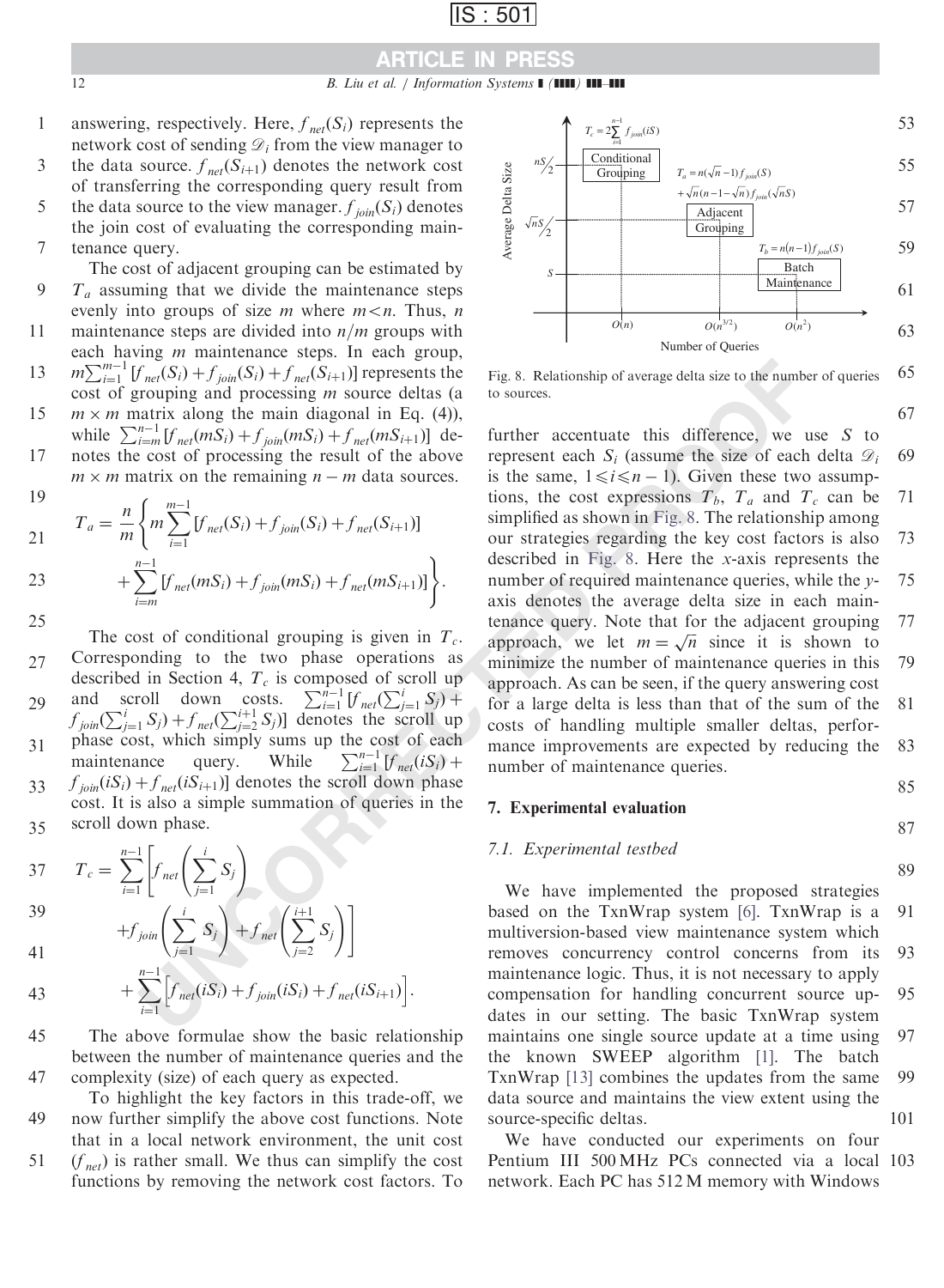answering, respectively. Here, $f_{net}(S_i)$ represents the network cost of sending $\mathscr{D}_i$ from the view manager to the data source. $f_{net}(S_{i+1})$ denotes the network cost of transferring the corresponding query result from the data source to the view manager. $f_{join}(S_i)$ denotes the join cost of evaluating the corresponding maintenance query.

The cost of adjacent grouping can be estimated by $T_a$ assuming that we divide the maintenance steps evenly into groups of size $m$ where $m<n$. Thus, $n$ maintenance steps are divided into $n/m$ groups with each having $m$ maintenance steps. In each group, $m\sum_{i=1}^{m-1}[f_{net}(S_i)+f_{join}(S_i)+f_{net}(S_{i+1})]$ represents the cost of grouping and processing $m$ source deltas (a $m \times m$ matrix along the main diagonal in Eq. (4)), while $\sum_{i=m}^{n-1}[f_{net}(mS_i)+f_{join}(mS_i)+f_{net}(mS_{i+1})]$ denotes the cost of processing the result of the above $m \times m$ matrix on the remaining $n-m$ data sources.

$$T_a = \frac{n}{m}\left\{ m\sum_{i=1}^{m-1}[f_{net}(S_i)+f_{join}(S_i)+f_{net}(S_{i+1})] + \sum_{i=m}^{n-1}[f_{net}(mS_i)+f_{join}(mS_i)+f_{net}(mS_{i+1})] \right\}.$$

The cost of conditional grouping is given in $T_c$. Corresponding to the two phase operations as described in Section 4, $T_c$ is composed of scroll up and scroll down costs. $\sum_{i=1}^{n-1}[f_{net}(\sum_{j=1}^{i}S_j) + f_{join}(\sum_{j=1}^{i}S_j)+f_{net}(\sum_{j=2}^{i+1}S_j)]$ denotes the scroll up phase cost, which simply sums up the cost of each maintenance query. While $\sum_{i=1}^{n-1}[f_{net}(iS_i) + f_{join}(iS_i)+f_{net}(iS_{i+1})]$ denotes the scroll down phase cost. It is also a simple summation of queries in the scroll down phase.

$$T_c = \sum_{i=1}^{n-1}\left[f_{net}\left(\sum_{j=1}^{i}S_j\right) + f_{join}\left(\sum_{j=1}^{i}S_j\right) + f_{net}\left(\sum_{j=2}^{i+1}S_j\right)\right] + \sum_{i=1}^{n-1}\left[f_{net}(iS_i)+f_{join}(iS_i)+f_{net}(iS_{i+1})\right].$$

The above formulae show the basic relationship between the number of maintenance queries and the complexity (size) of each query as expected.

To highlight the key factors in this trade-off, we now further simplify the above cost functions. Note that in a local network environment, the unit cost ($f_{net}$) is rather small. We thus can simplify the cost functions by removing the network cost factors. To further accentuate this difference, we use $S$ to represent each $S_i$ (assume the size of each delta $\mathscr{D}_i$ is the same, $1 \leqslant i \leqslant n-1$). Given these two assumptions, the cost expressions $T_b$, $T_a$ and $T_c$ can be simplified as shown in Fig. 8. The relationship among our strategies regarding the key cost factors is also described in Fig. 8. Here the $x$-axis represents the number of required maintenance queries, while the $y$-axis denotes the average delta size in each maintenance query. Note that for the adjacent grouping approach, we let $m=\sqrt{n}$ since it is shown to minimize the number of maintenance queries in this approach. As can be seen, if the query answering cost for a large delta is less than that of the sum of the costs of handling multiple smaller deltas, performance improvements are expected by reducing the number of maintenance queries.

Fig. 8. Relationship of average delta size to the number of queries to sources.

## 7. Experimental evaluation

### 7.1. Experimental testbed

We have implemented the proposed strategies based on the TxnWrap system [6]. TxnWrap is a multiversion-based view maintenance system which removes concurrency control concerns from its maintenance logic. Thus, it is not necessary to apply compensation for handling concurrent source updates in our setting. The basic TxnWrap system maintains one single source update at a time using the known SWEEP algorithm [1]. The batch TxnWrap [13] combines the updates from the same data source and maintains the view extent using the source-specific deltas.

We have conducted our experiments on four Pentium III 500 MHz PCs connected via a local network. Each PC has 512 M memory with Windows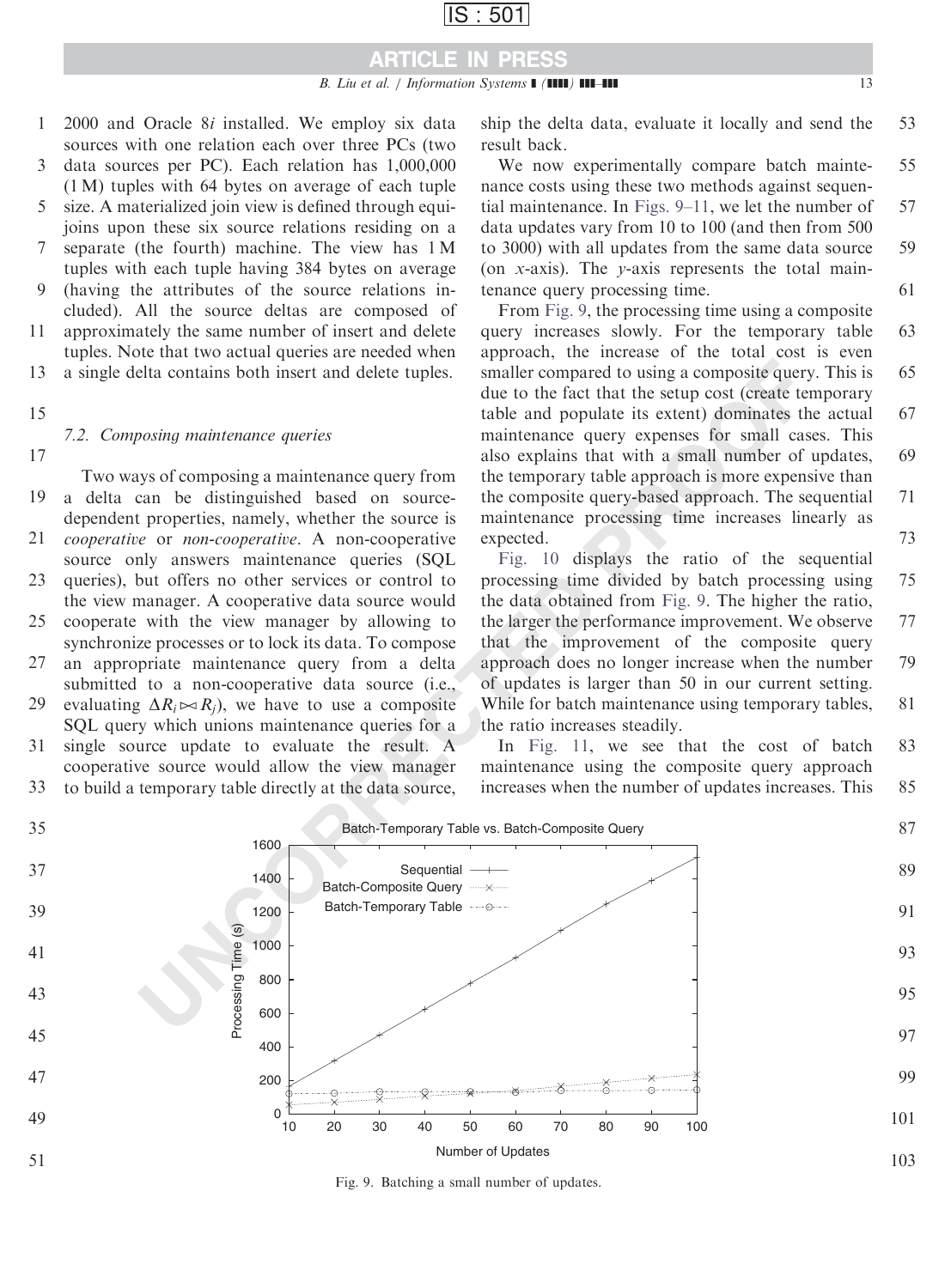2000 and Oracle 8*i* installed. We employ six data sources with one relation each over three PCs (two data sources per PC). Each relation has 1,000,000 (1 M) tuples with 64 bytes on average of each tuple size. A materialized join view is defined through equi-joins upon these six source relations residing on a separate (the fourth) machine. The view has 1 M tuples with each tuple having 384 bytes on average (having the attributes of the source relations included). All the source deltas are composed of approximately the same number of insert and delete tuples. Note that two actual queries are needed when a single delta contains both insert and delete tuples.

### 7.2. Composing maintenance queries

Two ways of composing a maintenance query from a delta can be distinguished based on source-dependent properties, namely, whether the source is *cooperative* or *non-cooperative*. A non-cooperative source only answers maintenance queries (SQL queries), but offers no other services or control to the view manager. A cooperative data source would cooperate with the view manager by allowing to synchronize processes or to lock its data. To compose an appropriate maintenance query from a delta submitted to a non-cooperative data source (i.e., evaluating $\Delta R_i \bowtie R_j$), we have to use a composite SQL query which unions maintenance queries for a single source update to evaluate the result. A cooperative source would allow the view manager to build a temporary table directly at the data source, ship the delta data, evaluate it locally and send the result back.

We now experimentally compare batch maintenance costs using these two methods against sequential maintenance. In Figs. 9–11, we let the number of data updates vary from 10 to 100 (and then from 500 to 3000) with all updates from the same data source (on *x*-axis). The *y*-axis represents the total maintenance query processing time.

From Fig. 9, the processing time using a composite query increases slowly. For the temporary table approach, the increase of the total cost is even smaller compared to using a composite query. This is due to the fact that the setup cost (create temporary table and populate its extent) dominates the actual maintenance query expenses for small cases. This also explains that with a small number of updates, the temporary table approach is more expensive than the composite query-based approach. The sequential maintenance processing time increases linearly as expected.

Fig. 10 displays the ratio of the sequential processing time divided by batch processing using the data obtained from Fig. 9. The higher the ratio, the larger the performance improvement. We observe that the improvement of the composite query approach does no longer increase when the number of updates is larger than 50 in our current setting. While for batch maintenance using temporary tables, the ratio increases steadily.

In Fig. 11, we see that the cost of batch maintenance using the composite query approach increases when the number of updates increases. This

Fig. 9. Batching a small number of updates.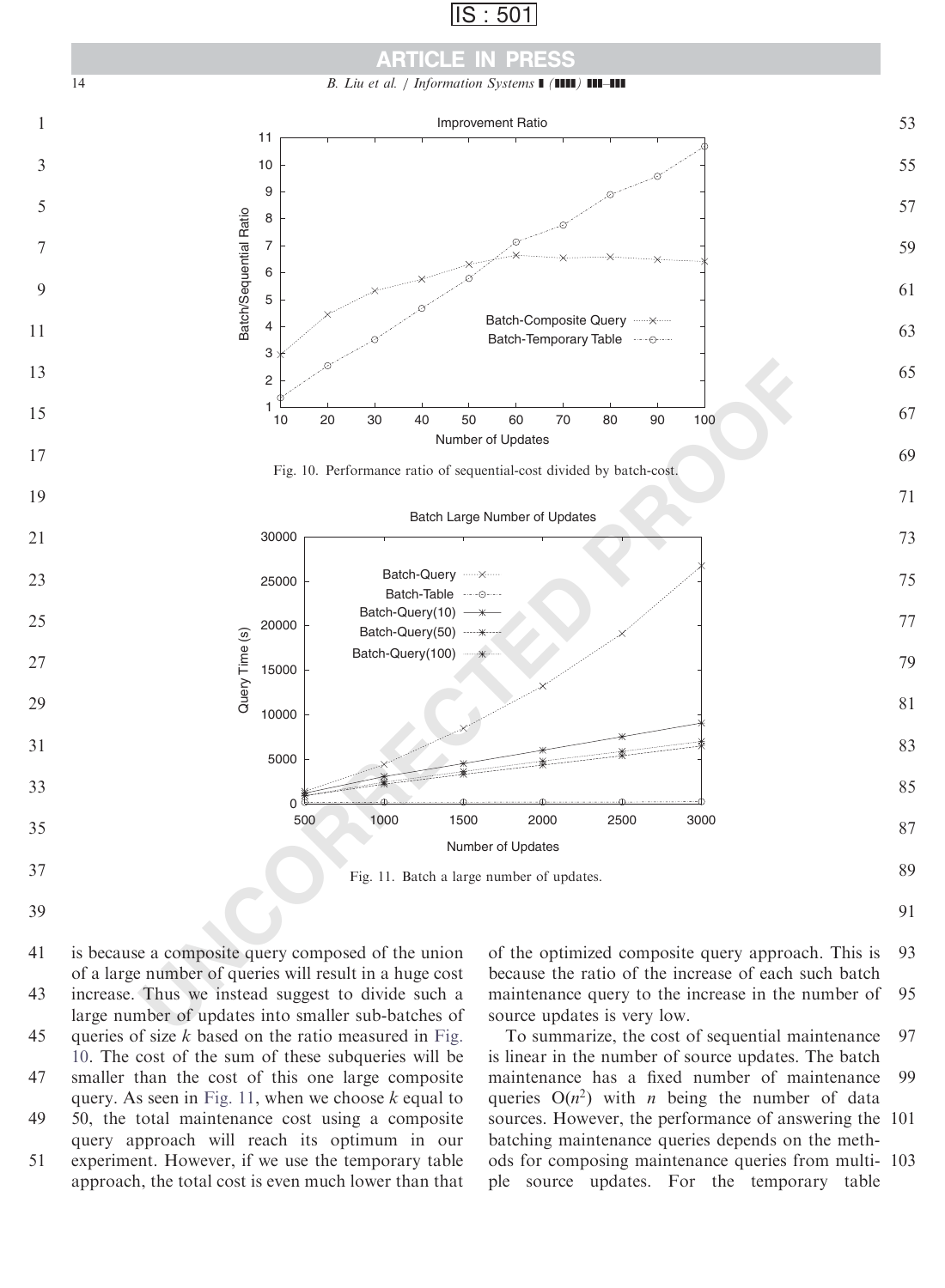Fig. 10. Performance ratio of sequential-cost divided by batch-cost.

Fig. 11. Batch a large number of updates.

is because a composite query composed of the union of a large number of queries will result in a huge cost increase. Thus we instead suggest to divide such a large number of updates into smaller sub-batches of queries of size $k$ based on the ratio measured in Fig. 10. The cost of the sum of these subqueries will be smaller than the cost of this one large composite query. As seen in Fig. 11, when we choose $k$ equal to 50, the total maintenance cost using a composite query approach will reach its optimum in our experiment. However, if we use the temporary table approach, the total cost is even much lower than that of the optimized composite query approach. This is because the ratio of the increase of each such batch maintenance query to the increase in the number of source updates is very low.

To summarize, the cost of sequential maintenance is linear in the number of source updates. The batch maintenance has a fixed number of maintenance queries $O(n^2)$ with $n$ being the number of data sources. However, the performance of answering the batching maintenance queries depends on the methods for composing maintenance queries from multiple source updates. For the temporary table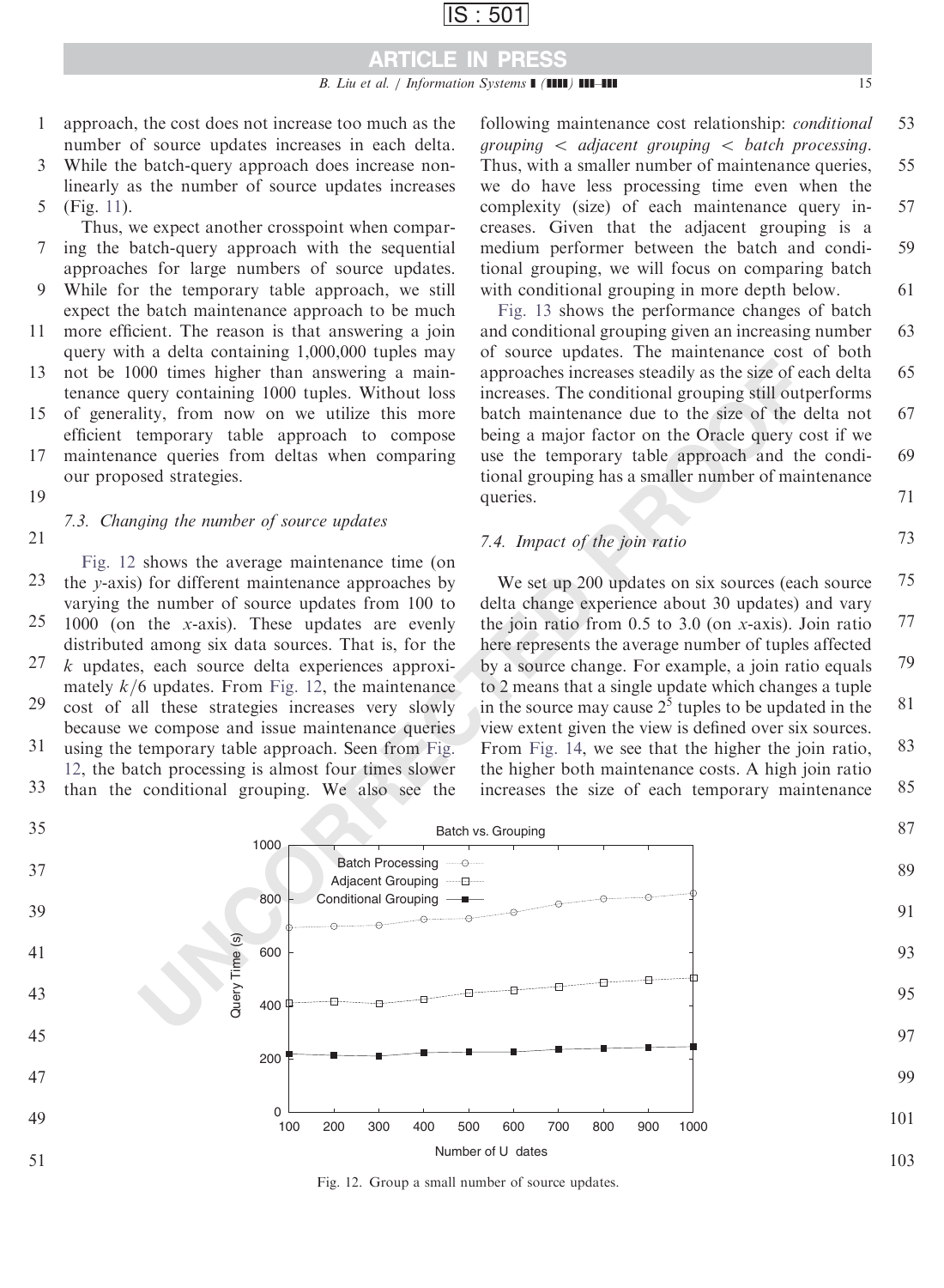approach, the cost does not increase too much as the number of source updates increases in each delta. While the batch-query approach does increase non-linearly as the number of source updates increases (Fig. 11).

Thus, we expect another crosspoint when comparing the batch-query approach with the sequential approaches for large numbers of source updates. While for the temporary table approach, we still expect the batch maintenance approach to be much more efficient. The reason is that answering a join query with a delta containing 1,000,000 tuples may not be 1000 times higher than answering a maintenance query containing 1000 tuples. Without loss of generality, from now on we utilize this more efficient temporary table approach to compose maintenance queries from deltas when comparing our proposed strategies.

### 7.3. Changing the number of source updates

Fig. 12 shows the average maintenance time (on the *y*-axis) for different maintenance approaches by varying the number of source updates from 100 to 1000 (on the *x*-axis). These updates are evenly distributed among six data sources. That is, for the $k$ updates, each source delta experiences approximately $k/6$ updates. From Fig. 12, the maintenance cost of all these strategies increases very slowly because we compose and issue maintenance queries using the temporary table approach. Seen from Fig. 12, the batch processing is almost four times slower than the conditional grouping. We also see the following maintenance cost relationship: *conditional grouping* $<$ *adjacent grouping* $<$ *batch processing*. Thus, with a smaller number of maintenance queries, we do have less processing time even when the complexity (size) of each maintenance query increases. Given that the adjacent grouping is a medium performer between the batch and conditional grouping, we will focus on comparing batch with conditional grouping in more depth below.

Fig. 13 shows the performance changes of batch and conditional grouping given an increasing number of source updates. The maintenance cost of both approaches increases steadily as the size of each delta increases. The conditional grouping still outperforms batch maintenance due to the size of the delta not being a major factor on the Oracle query cost if we use the temporary table approach and the conditional grouping has a smaller number of maintenance queries.

### 7.4. Impact of the join ratio

We set up 200 updates on six sources (each source delta change experience about 30 updates) and vary the join ratio from 0.5 to 3.0 (on *x*-axis). Join ratio here represents the average number of tuples affected by a source change. For example, a join ratio equals to 2 means that a single update which changes a tuple in the source may cause $2^5$ tuples to be updated in the view extent given the view is defined over six sources. From Fig. 14, we see that the higher the join ratio, the higher both maintenance costs. A high join ratio increases the size of each temporary maintenance

Fig. 12. Group a small number of source updates.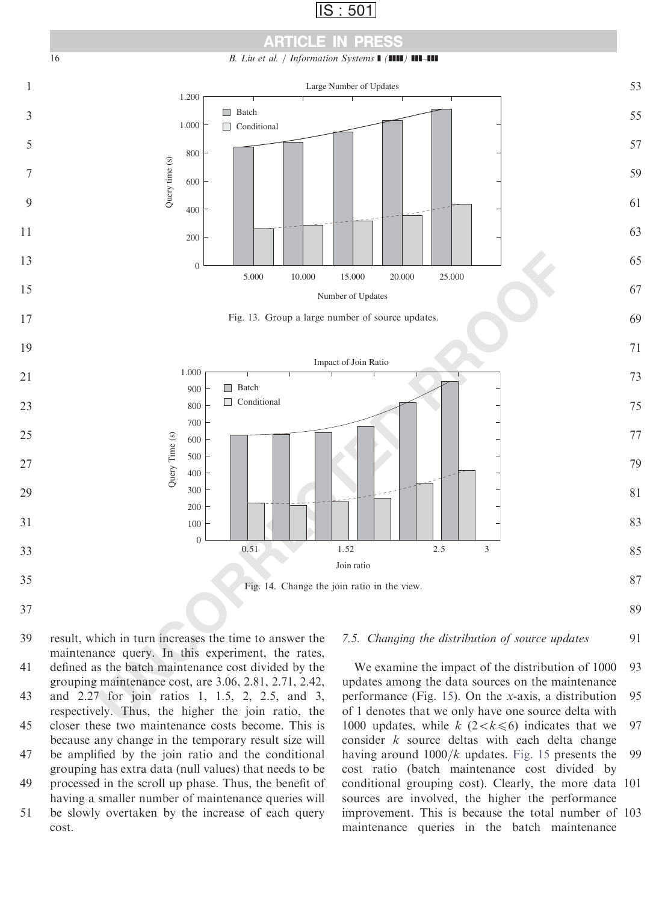Fig. 13. Group a large number of source updates.

Fig. 14. Change the join ratio in the view.

result, which in turn increases the time to answer the maintenance query. In this experiment, the rates, defined as the batch maintenance cost divided by the grouping maintenance cost, are 3.06, 2.81, 2.71, 2.42, and 2.27 for join ratios 1, 1.5, 2, 2.5, and 3, respectively. Thus, the higher the join ratio, the closer these two maintenance costs become. This is because any change in the temporary result size will be amplified by the join ratio and the conditional grouping has extra data (null values) that needs to be processed in the scroll up phase. Thus, the benefit of having a smaller number of maintenance queries will be slowly overtaken by the increase of each query cost.

### 7.5. Changing the distribution of source updates

We examine the impact of the distribution of 1000 updates among the data sources on the maintenance performance (Fig. 15). On the $x$-axis, a distribution of 1 denotes that we only have one source delta with 1000 updates, while $k$ $(2<k\leqslant 6)$ indicates that we consider $k$ source deltas with each delta change having around $1000/k$ updates. Fig. 15 presents the cost ratio (batch maintenance cost divided by conditional grouping cost). Clearly, the more data sources are involved, the higher the performance improvement. This is because the total number of maintenance queries in the batch maintenance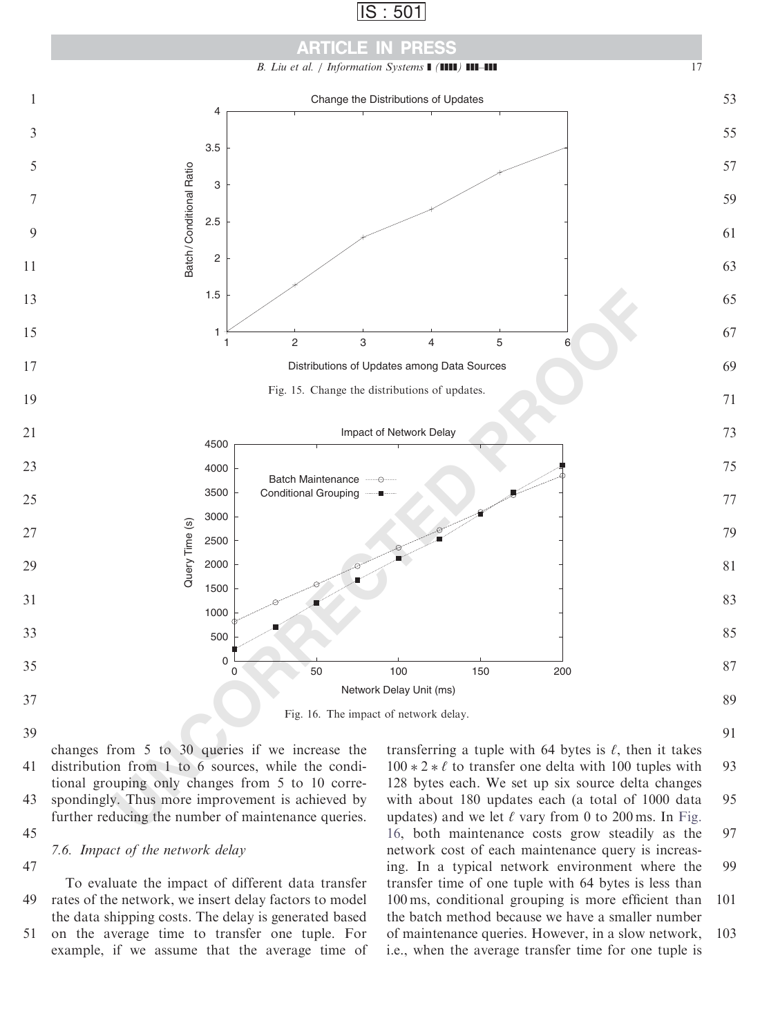Fig. 15. Change the distributions of updates.

Fig. 16. The impact of network delay.

changes from 5 to 30 queries if we increase the distribution from 1 to 6 sources, while the conditional grouping only changes from 5 to 10 correspondingly. Thus more improvement is achieved by further reducing the number of maintenance queries.

### 7.6. Impact of the network delay

To evaluate the impact of different data transfer rates of the network, we insert delay factors to model the data shipping costs. The delay is generated based on the average time to transfer one tuple. For example, if we assume that the average time of transferring a tuple with 64 bytes is $\ell$, then it takes $100 * 2 * \ell$ to transfer one delta with 100 tuples with 128 bytes each. We set up six source delta changes with about 180 updates each (a total of 1000 data updates) and we let $\ell$ vary from 0 to 200 ms. In Fig. 16, both maintenance costs grow steadily as the network cost of each maintenance query is increasing. In a typical network environment where the transfer time of one tuple with 64 bytes is less than 100 ms, conditional grouping is more efficient than the batch method because we have a smaller number of maintenance queries. However, in a slow network, i.e., when the average transfer time for one tuple is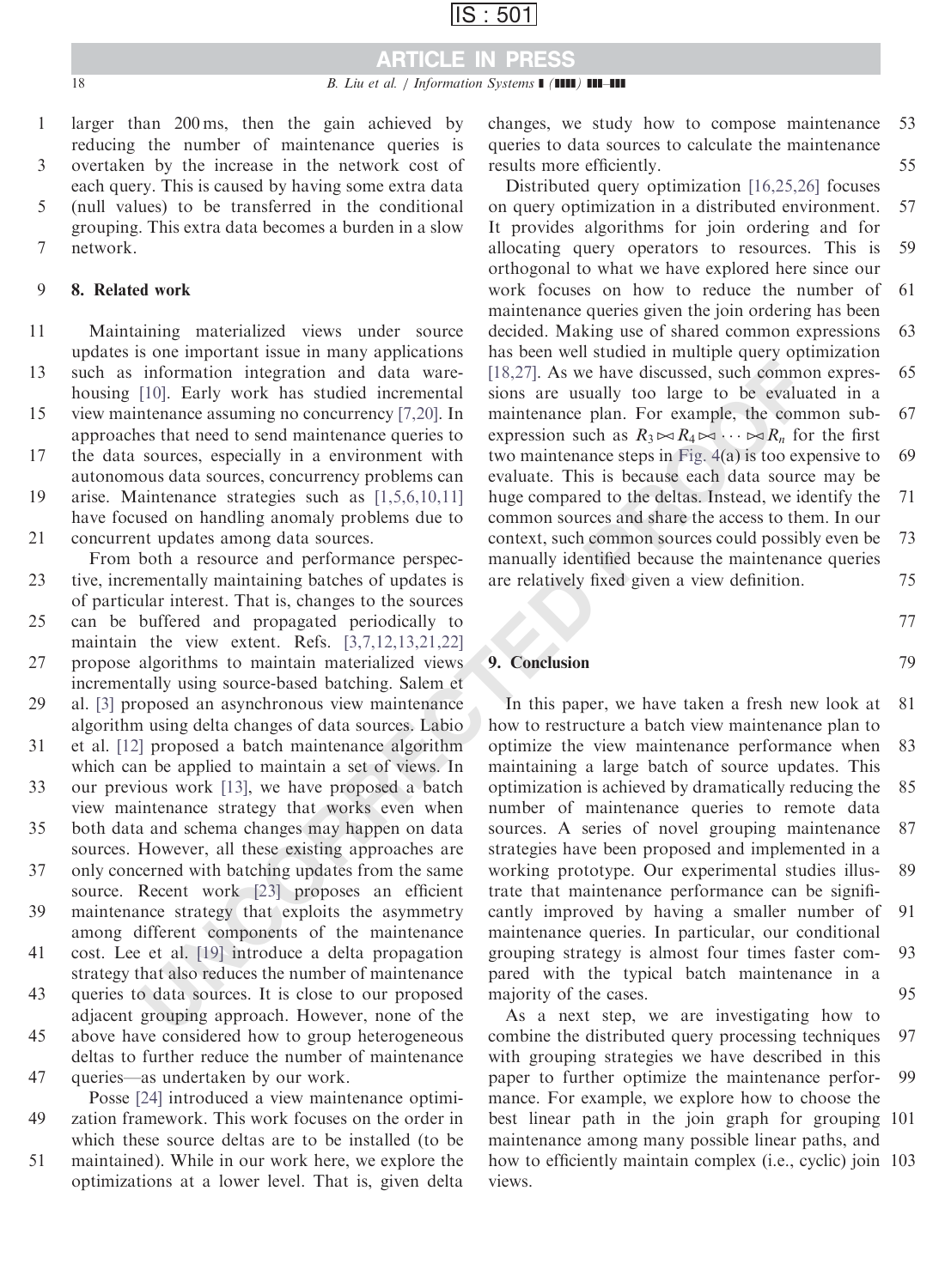larger than 200 ms, then the gain achieved by reducing the number of maintenance queries is overtaken by the increase in the network cost of each query. This is caused by having some extra data (null values) to be transferred in the conditional grouping. This extra data becomes a burden in a slow network.

## 8. Related work

Maintaining materialized views under source updates is one important issue in many applications such as information integration and data warehousing [10]. Early work has studied incremental view maintenance assuming no concurrency [7,20]. In approaches that need to send maintenance queries to the data sources, especially in a environment with autonomous data sources, concurrency problems can arise. Maintenance strategies such as [1,5,6,10,11] have focused on handling anomaly problems due to concurrent updates among data sources.

From both a resource and performance perspective, incrementally maintaining batches of updates is of particular interest. That is, changes to the sources can be buffered and propagated periodically to maintain the view extent. Refs. [3,7,12,13,21,22] propose algorithms to maintain materialized views incrementally using source-based batching. Salem et al. [3] proposed an asynchronous view maintenance algorithm using delta changes of data sources. Labio et al. [12] proposed a batch maintenance algorithm which can be applied to maintain a set of views. In our previous work [13], we have proposed a batch view maintenance strategy that works even when both data and schema changes may happen on data sources. However, all these existing approaches are only concerned with batching updates from the same source. Recent work [23] proposes an efficient maintenance strategy that exploits the asymmetry among different components of the maintenance cost. Lee et al. [19] introduce a delta propagation strategy that also reduces the number of maintenance queries to data sources. It is close to our proposed adjacent grouping approach. However, none of the above have considered how to group heterogeneous deltas to further reduce the number of maintenance queries—as undertaken by our work.

Posse [24] introduced a view maintenance optimization framework. This work focuses on the order in which these source deltas are to be installed (to be maintained). While in our work here, we explore the optimizations at a lower level. That is, given delta changes, we study how to compose maintenance queries to data sources to calculate the maintenance results more efficiently.

Distributed query optimization [16,25,26] focuses on query optimization in a distributed environment. It provides algorithms for join ordering and for allocating query operators to resources. This is orthogonal to what we have explored here since our work focuses on how to reduce the number of maintenance queries given the join ordering has been decided. Making use of shared common expressions has been well studied in multiple query optimization [18,27]. As we have discussed, such common expressions are usually too large to be evaluated in a maintenance plan. For example, the common subexpression such as $R_3 \bowtie R_4 \bowtie \cdots \bowtie R_n$ for the first two maintenance steps in Fig. 4(a) is too expensive to evaluate. This is because each data source may be huge compared to the deltas. Instead, we identify the common sources and share the access to them. In our context, such common sources could possibly even be manually identified because the maintenance queries are relatively fixed given a view definition.

## 9. Conclusion

In this paper, we have taken a fresh new look at how to restructure a batch view maintenance plan to optimize the view maintenance performance when maintaining a large batch of source updates. This optimization is achieved by dramatically reducing the number of maintenance queries to remote data sources. A series of novel grouping maintenance strategies have been proposed and implemented in a working prototype. Our experimental studies illustrate that maintenance performance can be significantly improved by having a smaller number of maintenance queries. In particular, our conditional grouping strategy is almost four times faster compared with the typical batch maintenance in a majority of the cases.

As a next step, we are investigating how to combine the distributed query processing techniques with grouping strategies we have described in this paper to further optimize the maintenance performance. For example, we explore how to choose the best linear path in the join graph for grouping maintenance among many possible linear paths, and how to efficiently maintain complex (i.e., cyclic) join views.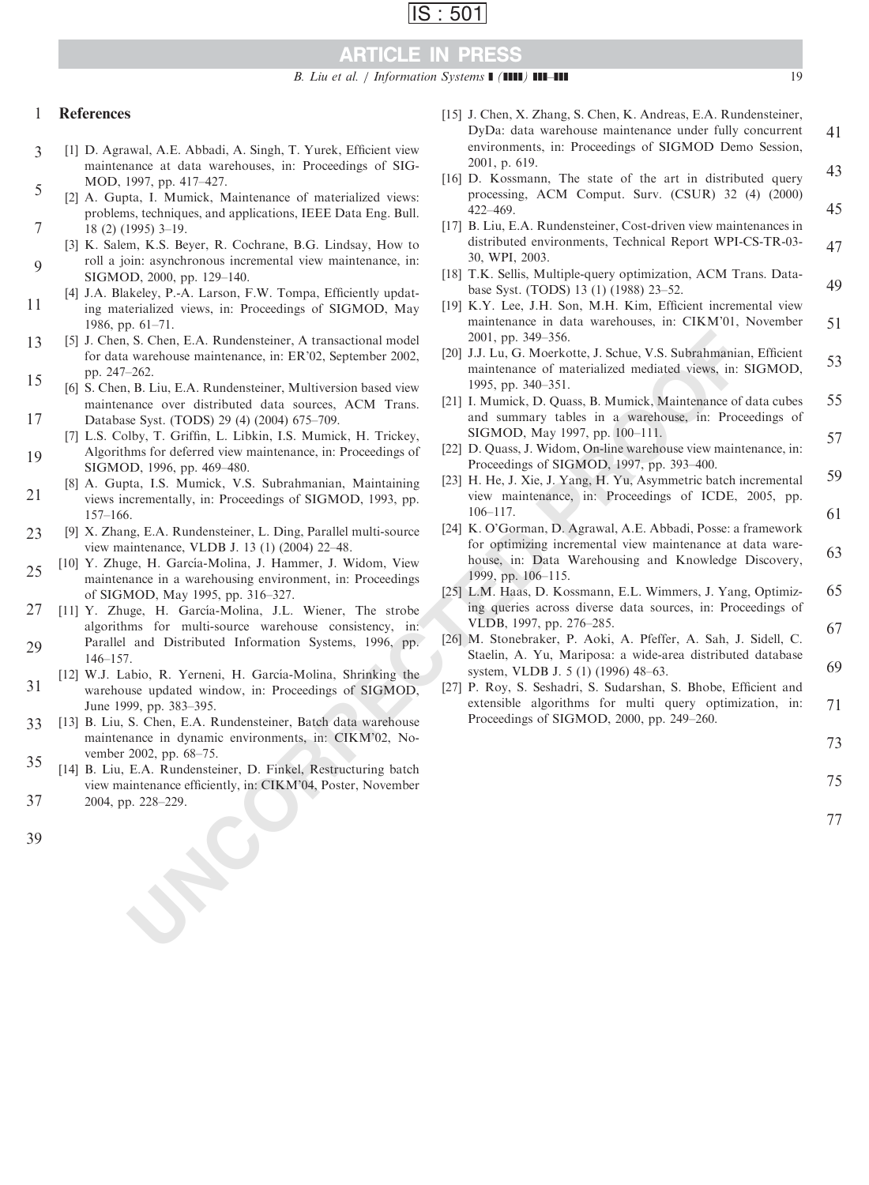## References

[1] D. Agrawal, A.E. Abbadi, A. Singh, T. Yurek, Efficient view maintenance at data warehouses, in: Proceedings of SIGMOD, 1997, pp. 417–427.

[2] A. Gupta, I. Mumick, Maintenance of materialized views: problems, techniques, and applications, IEEE Data Eng. Bull. 18 (2) (1995) 3–19.

[3] K. Salem, K.S. Beyer, R. Cochrane, B.G. Lindsay, How to roll a join: asynchronous incremental view maintenance, in: SIGMOD, 2000, pp. 129–140.

[4] J.A. Blakeley, P.-A. Larson, F.W. Tompa, Efficiently updating materialized views, in: Proceedings of SIGMOD, May 1986, pp. 61–71.

[5] J. Chen, S. Chen, E.A. Rundensteiner, A transactional model for data warehouse maintenance, in: ER'02, September 2002, pp. 247–262.

[6] S. Chen, B. Liu, E.A. Rundensteiner, Multiversion based view maintenance over distributed data sources, ACM Trans. Database Syst. (TODS) 29 (4) (2004) 675–709.

[7] L.S. Colby, T. Griffin, L. Libkin, I.S. Mumick, H. Trickey, Algorithms for deferred view maintenance, in: Proceedings of SIGMOD, 1996, pp. 469–480.

[8] A. Gupta, I.S. Mumick, V.S. Subrahmanian, Maintaining views incrementally, in: Proceedings of SIGMOD, 1993, pp. 157–166.

[9] X. Zhang, E.A. Rundensteiner, L. Ding, Parallel multi-source view maintenance, VLDB J. 13 (1) (2004) 22–48.

[10] Y. Zhuge, H. García-Molina, J. Hammer, J. Widom, View maintenance in a warehousing environment, in: Proceedings of SIGMOD, May 1995, pp. 316–327.

[11] Y. Zhuge, H. García-Molina, J.L. Wiener, The strobe algorithms for multi-source warehouse consistency, in: Parallel and Distributed Information Systems, 1996, pp. 146–157.

[12] W.J. Labio, R. Yerneni, H. García-Molina, Shrinking the warehouse updated window, in: Proceedings of SIGMOD, June 1999, pp. 383–395.

[13] B. Liu, S. Chen, E.A. Rundensteiner, Batch data warehouse maintenance in dynamic environments, in: CIKM'02, November 2002, pp. 68–75.

[14] B. Liu, E.A. Rundensteiner, D. Finkel, Restructuring batch view maintenance efficiently, in: CIKM'04, Poster, November 2004, pp. 228–229.

[15] J. Chen, X. Zhang, S. Chen, K. Andreas, E.A. Rundensteiner, DyDa: data warehouse maintenance under fully concurrent environments, in: Proceedings of SIGMOD Demo Session, 2001, p. 619.

[16] D. Kossmann, The state of the art in distributed query processing, ACM Comput. Surv. (CSUR) 32 (4) (2000) 422–469.

[17] B. Liu, E.A. Rundensteiner, Cost-driven view maintenances in distributed environments, Technical Report WPI-CS-TR-03-30, WPI, 2003.

[18] T.K. Sellis, Multiple-query optimization, ACM Trans. Database Syst. (TODS) 13 (1) (1988) 23–52.

[19] K.Y. Lee, J.H. Son, M.H. Kim, Efficient incremental view maintenance in data warehouses, in: CIKM'01, November 2001, pp. 349–356.

[20] J.J. Lu, G. Moerkotte, J. Schue, V.S. Subrahmanian, Efficient maintenance of materialized mediated views, in: SIGMOD, 1995, pp. 340–351.

[21] I. Mumick, D. Quass, B. Mumick, Maintenance of data cubes and summary tables in a warehouse, in: Proceedings of SIGMOD, May 1997, pp. 100–111.

[22] D. Quass, J. Widom, On-line warehouse view maintenance, in: Proceedings of SIGMOD, 1997, pp. 393–400.

[23] H. He, J. Xie, J. Yang, H. Yu, Asymmetric batch incremental view maintenance, in: Proceedings of ICDE, 2005, pp. 106–117.

[24] K. O'Gorman, D. Agrawal, A.E. Abbadi, Posse: a framework for optimizing incremental view maintenance at data warehouse, in: Data Warehousing and Knowledge Discovery, 1999, pp. 106–115.

[25] L.M. Haas, D. Kossmann, E.L. Wimmers, J. Yang, Optimizing queries across diverse data sources, in: Proceedings of VLDB, 1997, pp. 276–285.

[26] M. Stonebraker, P. Aoki, A. Pfeffer, A. Sah, J. Sidell, C. Staelin, A. Yu, Mariposa: a wide-area distributed database system, VLDB J. 5 (1) (1996) 48–63.

[27] P. Roy, S. Seshadri, S. Sudarshan, S. Bhobe, Efficient and extensible algorithms for multi query optimization, in: Proceedings of SIGMOD, 2000, pp. 249–260.